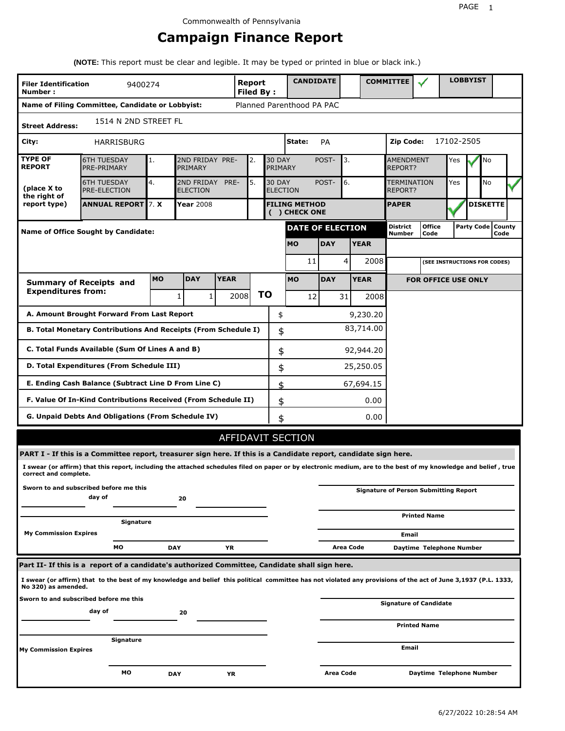Commonwealth of Pennsylvania

# Campaign Finance Report

**(NOTE:** This report must be clear and legible. It may be typed or printed in blue or black ink.)

| | | | | |
|---|---|---|---|---|
| **Filer Identification Number :** | 9400274 | **Report Filed By :** | **CANDIDATE** | **COMMITTEE** ✓ / **LOBBYIST** |
| **Name of Filing Committee, Candidate or Lobbyist:** | Planned Parenthood PA PAC | | | |
| **Street Address:** | 1514 N 2ND STREET FL | | | |
| **City:** | HARRISBURG | **State:** PA | | **Zip Code:** 17102-2505 |

| **TYPE OF REPORT** (place X to the right of report type) | | | | | | | | |
|---|---|---|---|---|---|---|---|---|
| 6TH TUESDAY PRE-PRIMARY | 1. | 2ND FRIDAY PRE-PRIMARY | 2. | 30 DAY POST-PRIMARY | 3. | AMENDMENT REPORT? | Yes ✓ | No |
| 6TH TUESDAY PRE-ELECTION | 4. | 2ND FRIDAY PRE-ELECTION | 5. | 30 DAY POST-ELECTION | 6. | TERMINATION REPORT? | Yes | No ✓ |
| **ANNUAL REPORT** | 7. **X** | **Year** 2008 | | **FILING METHOD ( ) CHECK ONE** | | **PAPER** ✓ | | **DISKETTE** |

**Name of Office Sought by Candidate:**

| **DATE OF ELECTION** | | | **District Number** | **Office Code** | **Party Code** | **County Code** |
|---|---|---|---|---|---|---|
| **MO** | **DAY** | **YEAR** | | | | |
| 11 | 4 | 2008 | | | | |

(SEE INSTRUCTIONS FOR CODES)

| **Summary of Receipts and Expenditures from:** | **MO** | **DAY** | **YEAR** | | **MO** | **DAY** | **YEAR** |
|---|---|---|---|---|---|---|---|
| | 1 | 1 | 2008 | **TO** | 12 | 31 | 2008 |

**FOR OFFICE USE ONLY**

| | | |
|---|---|---|
| **A. Amount Brought Forward From Last Report** | $ | 9,230.20 |
| **B. Total Monetary Contributions And Receipts (From Schedule I)** | $ | 83,714.00 |
| **C. Total Funds Available (Sum Of Lines A and B)** | $ | 92,944.20 |
| **D. Total Expenditures (From Schedule III)** | $ | 25,250.05 |
| **E. Ending Cash Balance (Subtract Line D From Line C)** | $ | 67,694.15 |
| **F. Value Of In-Kind Contributions Received (From Schedule II)** | $ | 0.00 |
| **G. Unpaid Debts And Obligations (From Schedule IV)** | $ | 0.00 |

## AFFIDAVIT SECTION

**PART I - If this is a Committee report, treasurer sign here. If this is a Candidate report, candidate sign here.**

**I swear (or affirm) that this report, including the attached schedules filed on paper or by electronic medium, are to the best of my knowledge and belief , true correct and complete.**

**Sworn to and subscribed before me this** ______ **day of** ______ **20** ______

**Signature** ______

**My Commission Expires** **MO** ______ **DAY** ______ **YR** ______

**Signature of Person Submitting Report** ______

**Printed Name** ______

**Email** ______

**Area Code** ______ **Daytime Telephone Number** ______

**Part II- If this is a report of a candidate's authorized Committee, Candidate shall sign here.**

**I swear (or affirm) that to the best of my knowledge and belief this political committee has not violated any provisions of the act of June 3,1937 (P.L. 1333, No 320) as amended.**

**Sworn to and subscribed before me this** ______ **day of** ______ **20** ______

**Signature** ______

**My Commission Expires** **MO** ______ **DAY** ______ **YR** ______

**Signature of Candidate** ______

**Printed Name** ______

**Email** ______

**Area Code** ______ **Daytime Telephone Number** ______

6/27/2022 10:28:54 AM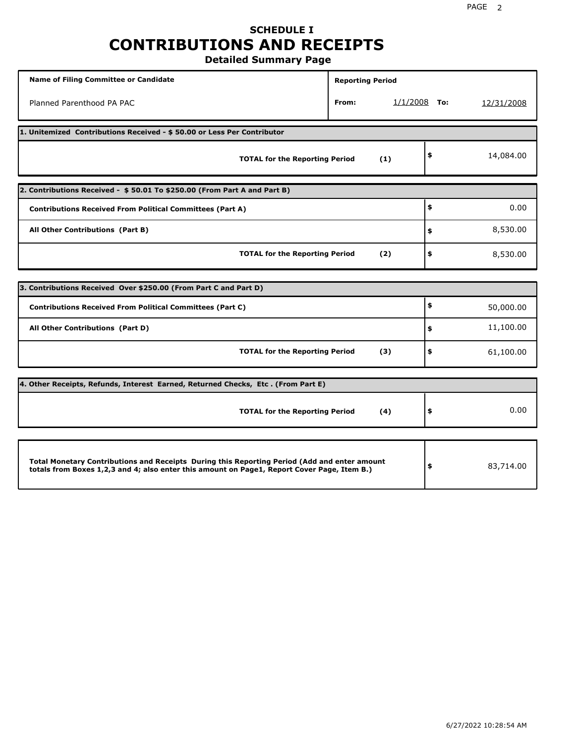# SCHEDULE I
# CONTRIBUTIONS AND RECEIPTS
## Detailed Summary Page

| Name of Filing Committee or Candidate | Reporting Period | | | |
|---|---|---|---|---|
| Planned Parenthood PA PAC | From: | 1/1/2008 | To: | 12/31/2008 |

| 1. Unitemized Contributions Received - $ 50.00 or Less Per Contributor | | |
|---|---|---|
| TOTAL for the Reporting Period | (1) | $ 14,084.00 |

| 2. Contributions Received - $ 50.01 To $250.00 (From Part A and Part B) | | |
|---|---|---|
| Contributions Received From Political Committees (Part A) | | $ 0.00 |
| All Other Contributions (Part B) | | $ 8,530.00 |
| TOTAL for the Reporting Period | (2) | $ 8,530.00 |

| 3. Contributions Received Over $250.00 (From Part C and Part D) | | |
|---|---|---|
| Contributions Received From Political Committees (Part C) | | $ 50,000.00 |
| All Other Contributions (Part D) | | $ 11,100.00 |
| TOTAL for the Reporting Period | (3) | $ 61,100.00 |

| 4. Other Receipts, Refunds, Interest Earned, Returned Checks, Etc . (From Part E) | | |
|---|---|---|
| TOTAL for the Reporting Period | (4) | $ 0.00 |

| Total Monetary Contributions and Receipts During this Reporting Period (Add and enter amount totals from Boxes 1,2,3 and 4; also enter this amount on Page1, Report Cover Page, Item B.) | $ 83,714.00 |
|---|---|

6/27/2022 10:28:54 AM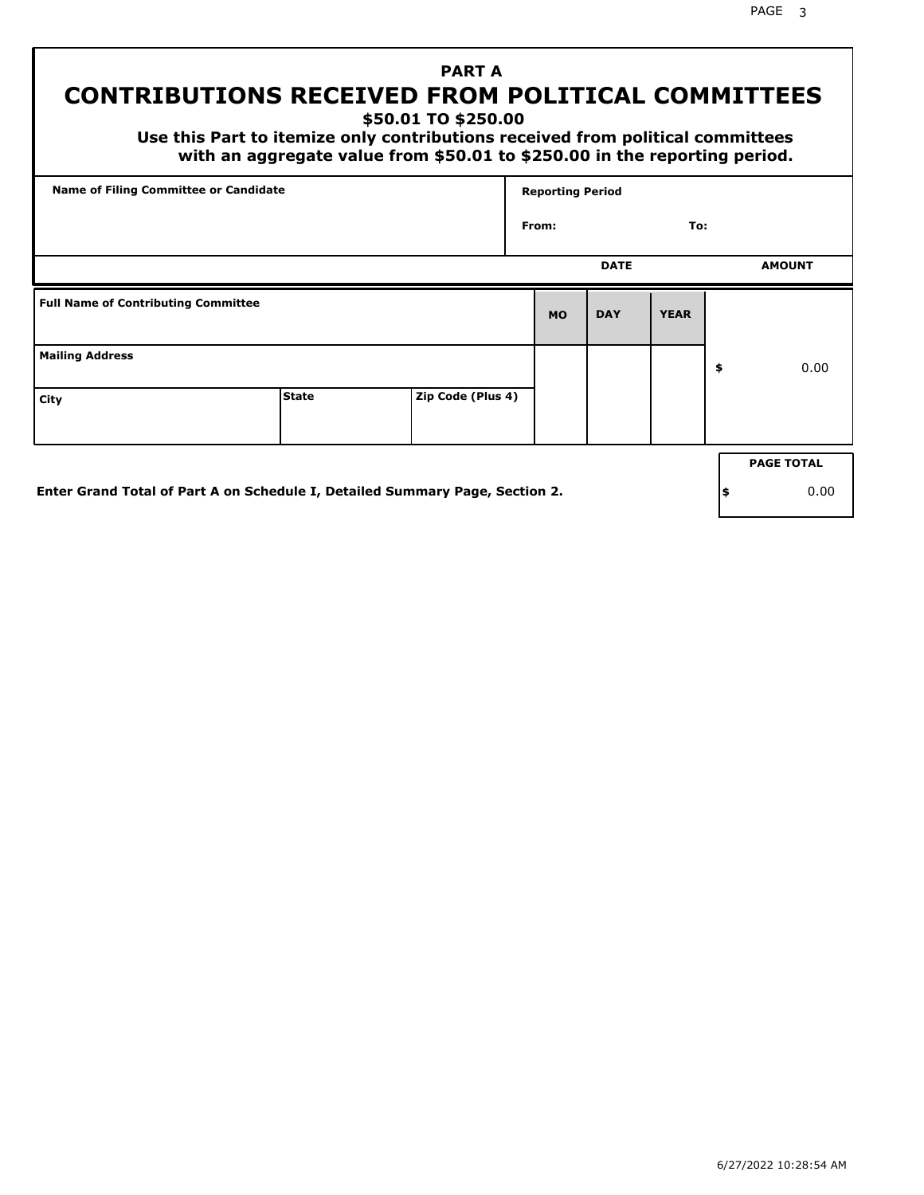## PART A

# CONTRIBUTIONS RECEIVED FROM POLITICAL COMMITTEES

### $50.01 TO $250.00

**Use this Part to itemize only contributions received from political committees with an aggregate value from $50.01 to $250.00 in the reporting period.**

| Name of Filing Committee or Candidate | Reporting Period |
|---|---|
| | From: To: |

| Full Name of Contributing Committee | | | DATE | | | AMOUNT |
|---|---|---|---|---|---|---|
| | | | MO | DAY | YEAR | |
| Mailing Address | | | | | | $ 0.00 |
| City | State | Zip Code (Plus 4) | | | | |

**Enter Grand Total of Part A on Schedule I, Detailed Summary Page, Section 2.**

| PAGE TOTAL |
|---|
| $ 0.00 |

6/27/2022 10:28:54 AM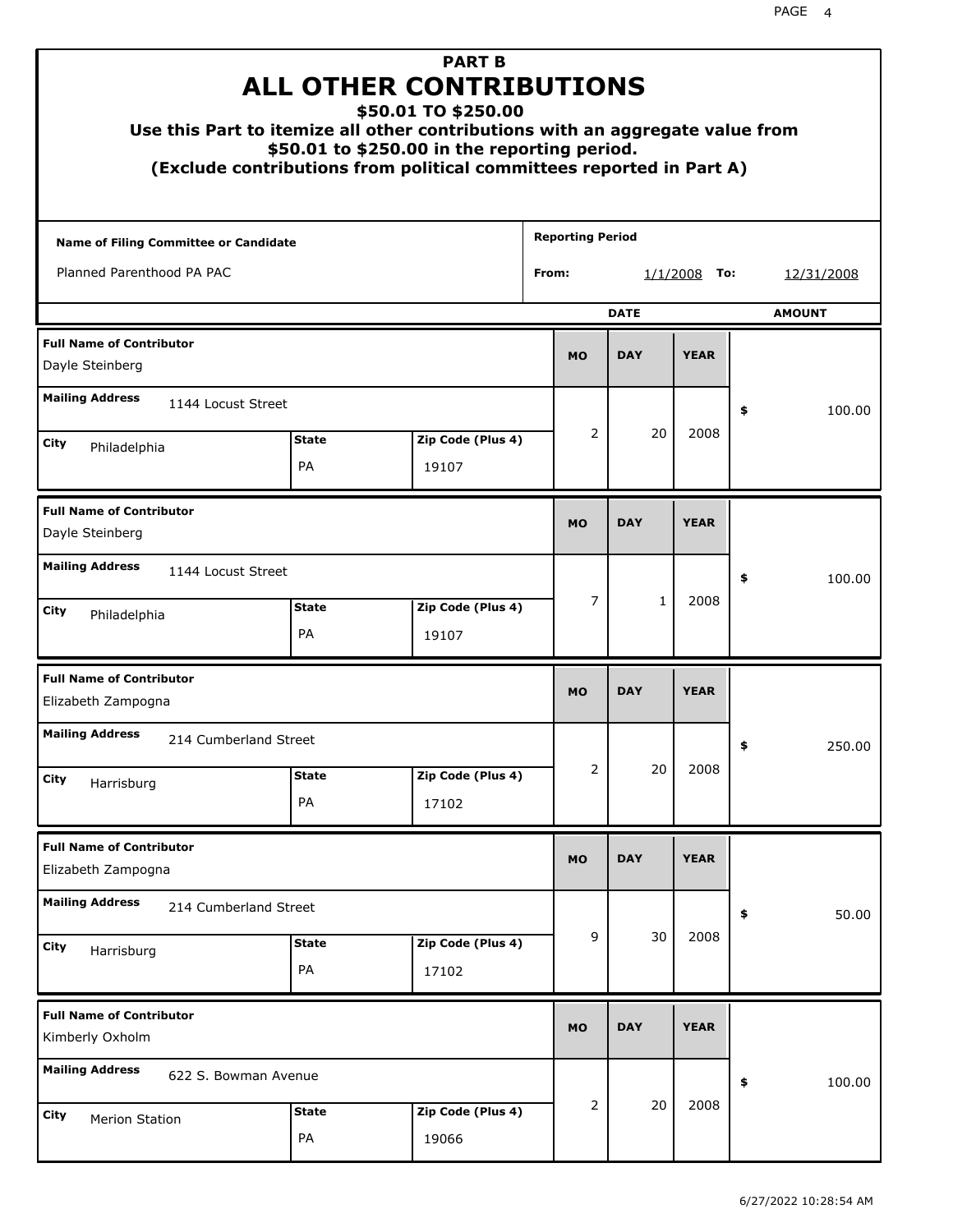# PART B
# ALL OTHER CONTRIBUTIONS
## $50.01 TO $250.00

**Use this Part to itemize all other contributions with an aggregate value from $50.01 to $250.00 in the reporting period.**
**(Exclude contributions from political committees reported in Part A)**

| Name of Filing Committee or Candidate | Reporting Period |
|---|---|
| Planned Parenthood PA PAC | From: 1/1/2008 To: 12/31/2008 |

| Full Name of Contributor | Mailing Address | City | State | Zip Code (Plus 4) | MO | DAY | YEAR | AMOUNT |
|---|---|---|---|---|---|---|---|---|
| Dayle Steinberg | 1144 Locust Street | Philadelphia | PA | 19107 | 2 | 20 | 2008 | $ 100.00 |
| Dayle Steinberg | 1144 Locust Street | Philadelphia | PA | 19107 | 7 | 1 | 2008 | $ 100.00 |
| Elizabeth Zampogna | 214 Cumberland Street | Harrisburg | PA | 17102 | 2 | 20 | 2008 | $ 250.00 |
| Elizabeth Zampogna | 214 Cumberland Street | Harrisburg | PA | 17102 | 9 | 30 | 2008 | $ 50.00 |
| Kimberly Oxholm | 622 S. Bowman Avenue | Merion Station | PA | 19066 | 2 | 20 | 2008 | $ 100.00 |

6/27/2022 10:28:54 AM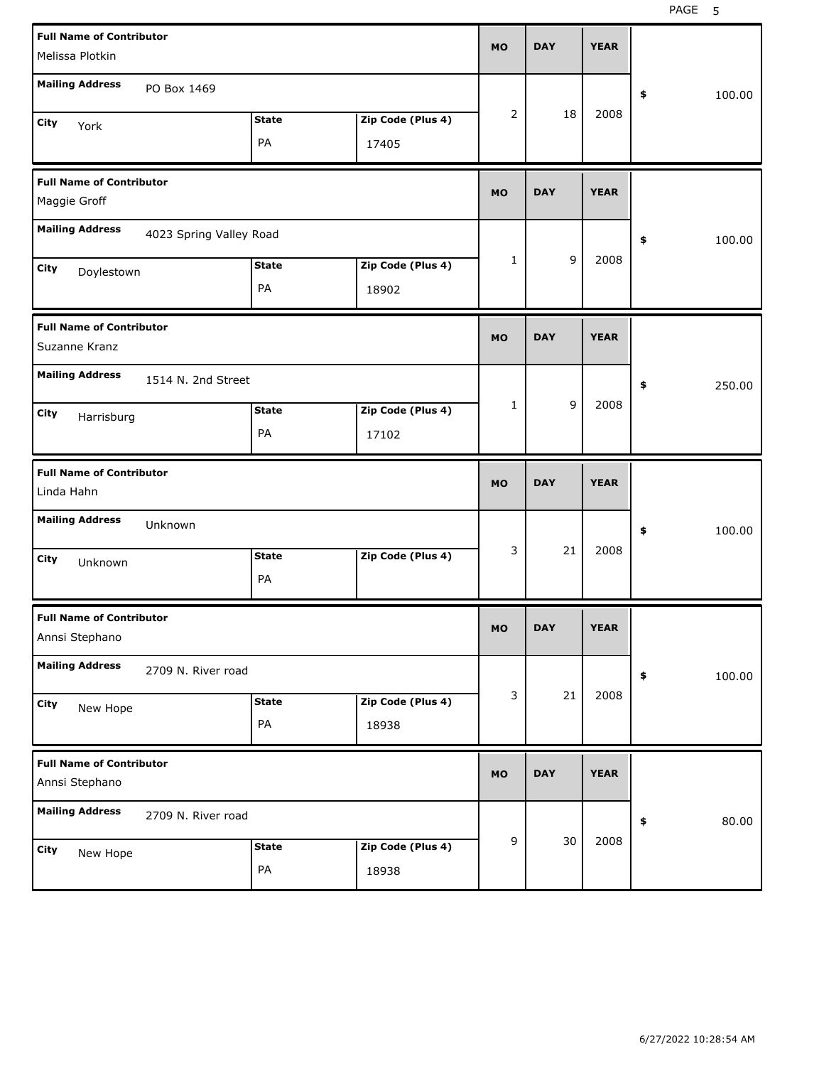| Full Name of Contributor | Mailing Address | City | State | Zip Code (Plus 4) | MO | DAY | YEAR | $ |
|---|---|---|---|---|---|---|---|---|
| Melissa Plotkin | PO Box 1469 | York | PA | 17405 | 2 | 18 | 2008 | 100.00 |
| Maggie Groff | 4023 Spring Valley Road | Doylestown | PA | 18902 | 1 | 9 | 2008 | 100.00 |
| Suzanne Kranz | 1514 N. 2nd Street | Harrisburg | PA | 17102 | 1 | 9 | 2008 | 250.00 |
| Linda Hahn | Unknown | Unknown | PA | | 3 | 21 | 2008 | 100.00 |
| Annsi Stephano | 2709 N. River road | New Hope | PA | 18938 | 3 | 21 | 2008 | 100.00 |
| Annsi Stephano | 2709 N. River road | New Hope | PA | 18938 | 9 | 30 | 2008 | 80.00 |

6/27/2022 10:28:54 AM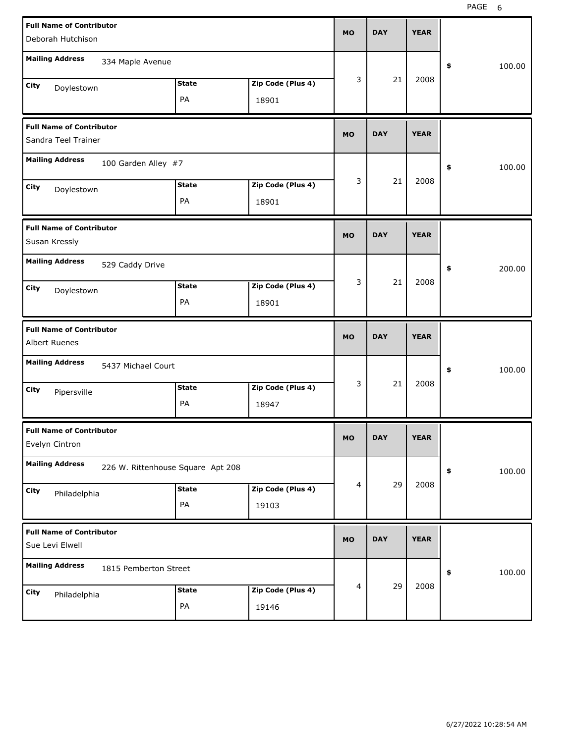| Full Name of Contributor | Mailing Address | City | State | Zip Code (Plus 4) | MO | DAY | YEAR | $ |
|---|---|---|---|---|---|---|---|---|
| Deborah Hutchison | 334 Maple Avenue | Doylestown | PA | 18901 | 3 | 21 | 2008 | 100.00 |
| Sandra Teel Trainer | 100 Garden Alley #7 | Doylestown | PA | 18901 | 3 | 21 | 2008 | 100.00 |
| Susan Kressly | 529 Caddy Drive | Doylestown | PA | 18901 | 3 | 21 | 2008 | 200.00 |
| Albert Ruenes | 5437 Michael Court | Pipersville | PA | 18947 | 3 | 21 | 2008 | 100.00 |
| Evelyn Cintron | 226 W. Rittenhouse Square Apt 208 | Philadelphia | PA | 19103 | 4 | 29 | 2008 | 100.00 |
| Sue Levi Elwell | 1815 Pemberton Street | Philadelphia | PA | 19146 | 4 | 29 | 2008 | 100.00 |

6/27/2022 10:28:54 AM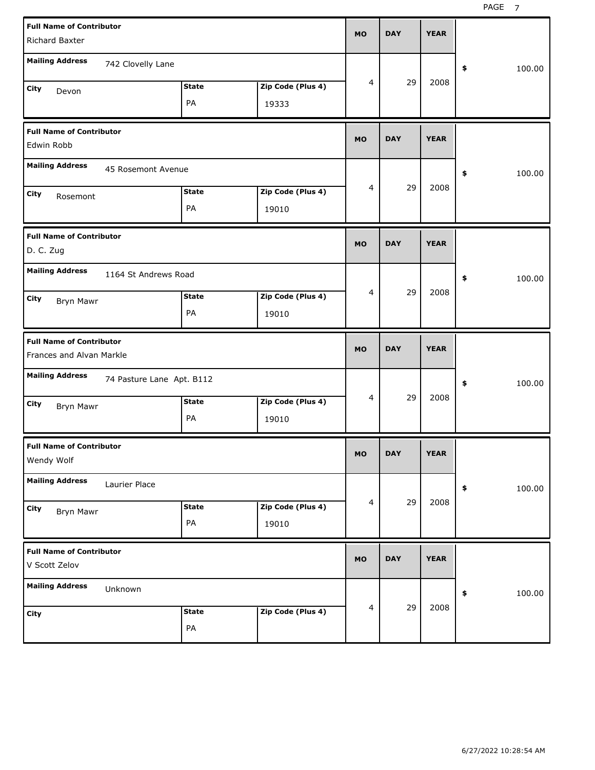| Full Name of Contributor | Mailing Address | City | State | Zip Code (Plus 4) | MO | DAY | YEAR | $ |
|---|---|---|---|---|---|---|---|---|
| Richard Baxter | 742 Clovelly Lane | Devon | PA | 19333 | 4 | 29 | 2008 | 100.00 |
| Edwin Robb | 45 Rosemont Avenue | Rosemont | PA | 19010 | 4 | 29 | 2008 | 100.00 |
| D. C. Zug | 1164 St Andrews Road | Bryn Mawr | PA | 19010 | 4 | 29 | 2008 | 100.00 |
| Frances and Alvan Markle | 74 Pasture Lane Apt. B112 | Bryn Mawr | PA | 19010 | 4 | 29 | 2008 | 100.00 |
| Wendy Wolf | Laurier Place | Bryn Mawr | PA | 19010 | 4 | 29 | 2008 | 100.00 |
| V Scott Zelov | Unknown | | PA | | 4 | 29 | 2008 | 100.00 |

6/27/2022 10:28:54 AM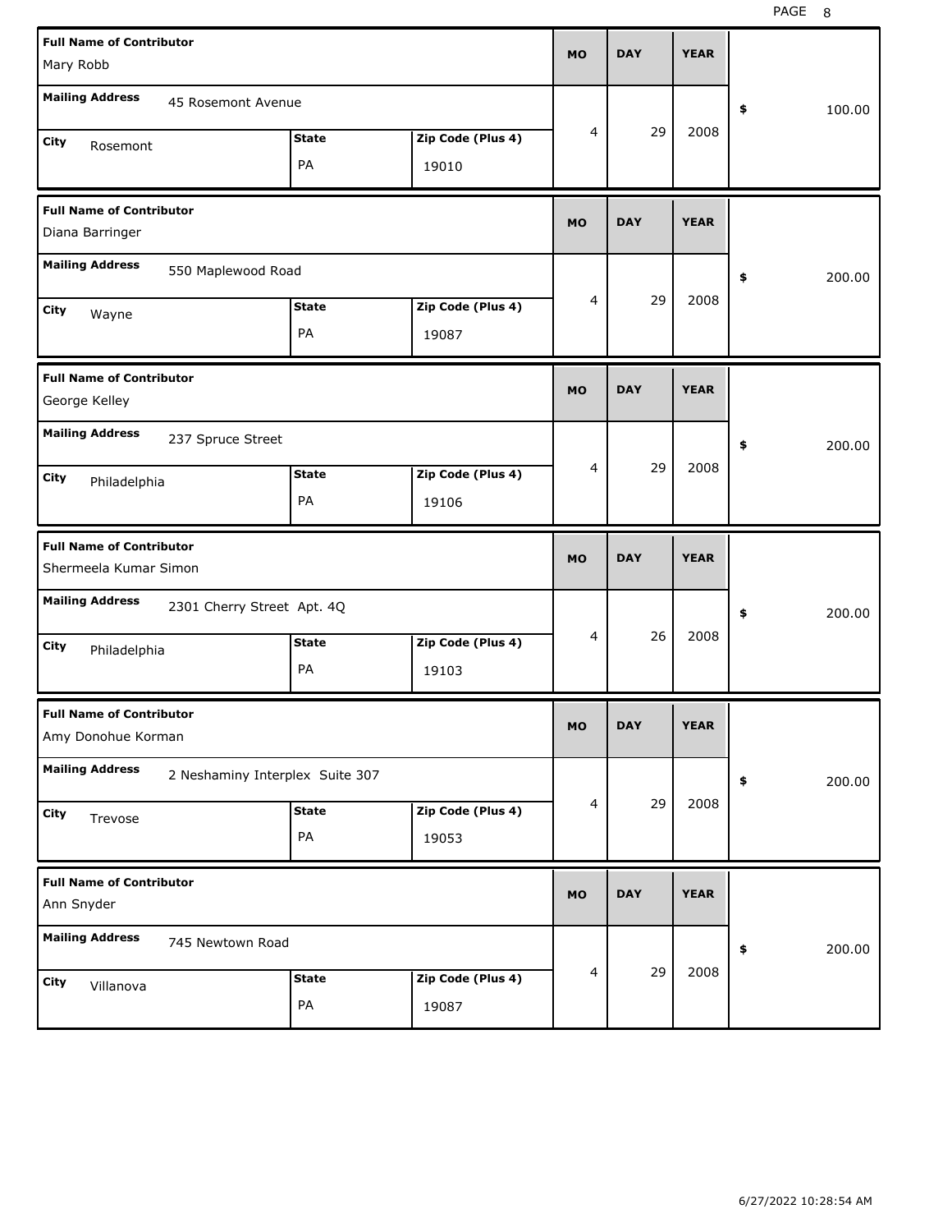| Full Name of Contributor | Mailing Address | City | State | Zip Code (Plus 4) | MO | DAY | YEAR | $ |
| --- | --- | --- | --- | --- | --- | --- | --- | --- |
| Mary Robb | 45 Rosemont Avenue | Rosemont | PA | 19010 | 4 | 29 | 2008 | 100.00 |
| Diana Barringer | 550 Maplewood Road | Wayne | PA | 19087 | 4 | 29 | 2008 | 200.00 |
| George Kelley | 237 Spruce Street | Philadelphia | PA | 19106 | 4 | 29 | 2008 | 200.00 |
| Shermeela Kumar Simon | 2301 Cherry Street Apt. 4Q | Philadelphia | PA | 19103 | 4 | 26 | 2008 | 200.00 |
| Amy Donohue Korman | 2 Neshaminy Interplex Suite 307 | Trevose | PA | 19053 | 4 | 29 | 2008 | 200.00 |
| Ann Snyder | 745 Newtown Road | Villanova | PA | 19087 | 4 | 29 | 2008 | 200.00 |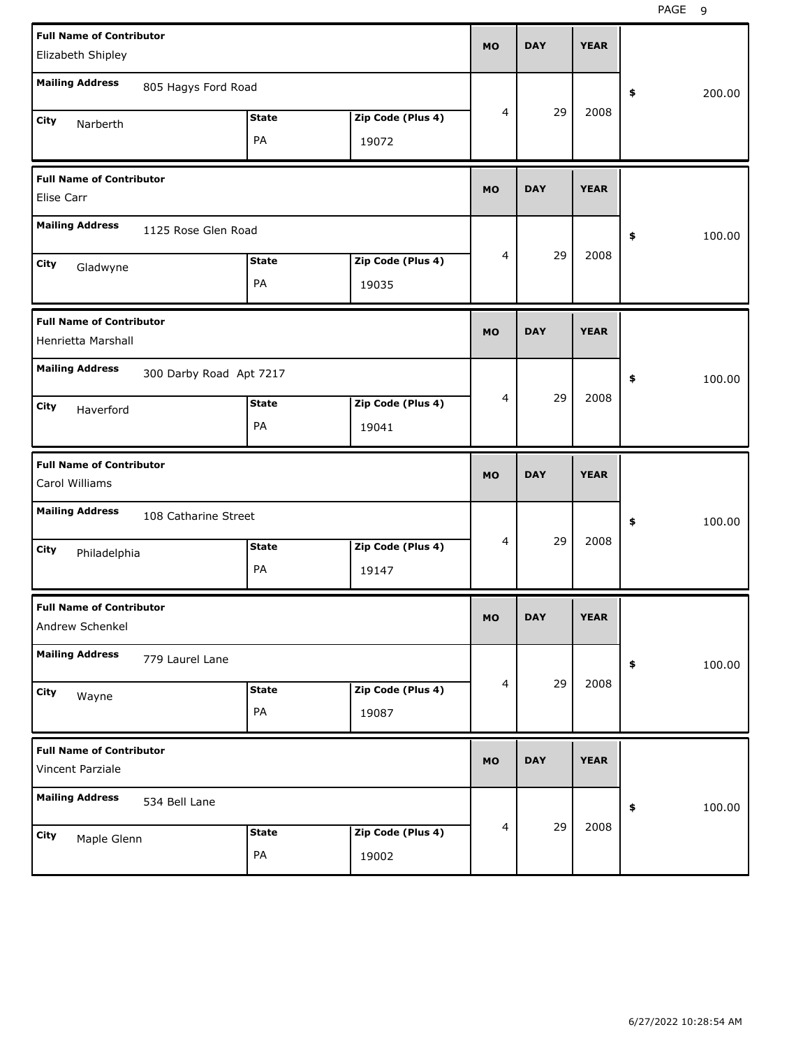| Full Name of Contributor | Mailing Address | City | State | Zip Code (Plus 4) | MO | DAY | YEAR | $ |
|---|---|---|---|---|---|---|---|---|
| Elizabeth Shipley | 805 Hagys Ford Road | Narberth | PA | 19072 | 4 | 29 | 2008 | 200.00 |
| Elise Carr | 1125 Rose Glen Road | Gladwyne | PA | 19035 | 4 | 29 | 2008 | 100.00 |
| Henrietta Marshall | 300 Darby Road Apt 7217 | Haverford | PA | 19041 | 4 | 29 | 2008 | 100.00 |
| Carol Williams | 108 Catharine Street | Philadelphia | PA | 19147 | 4 | 29 | 2008 | 100.00 |
| Andrew Schenkel | 779 Laurel Lane | Wayne | PA | 19087 | 4 | 29 | 2008 | 100.00 |
| Vincent Parziale | 534 Bell Lane | Maple Glenn | PA | 19002 | 4 | 29 | 2008 | 100.00 |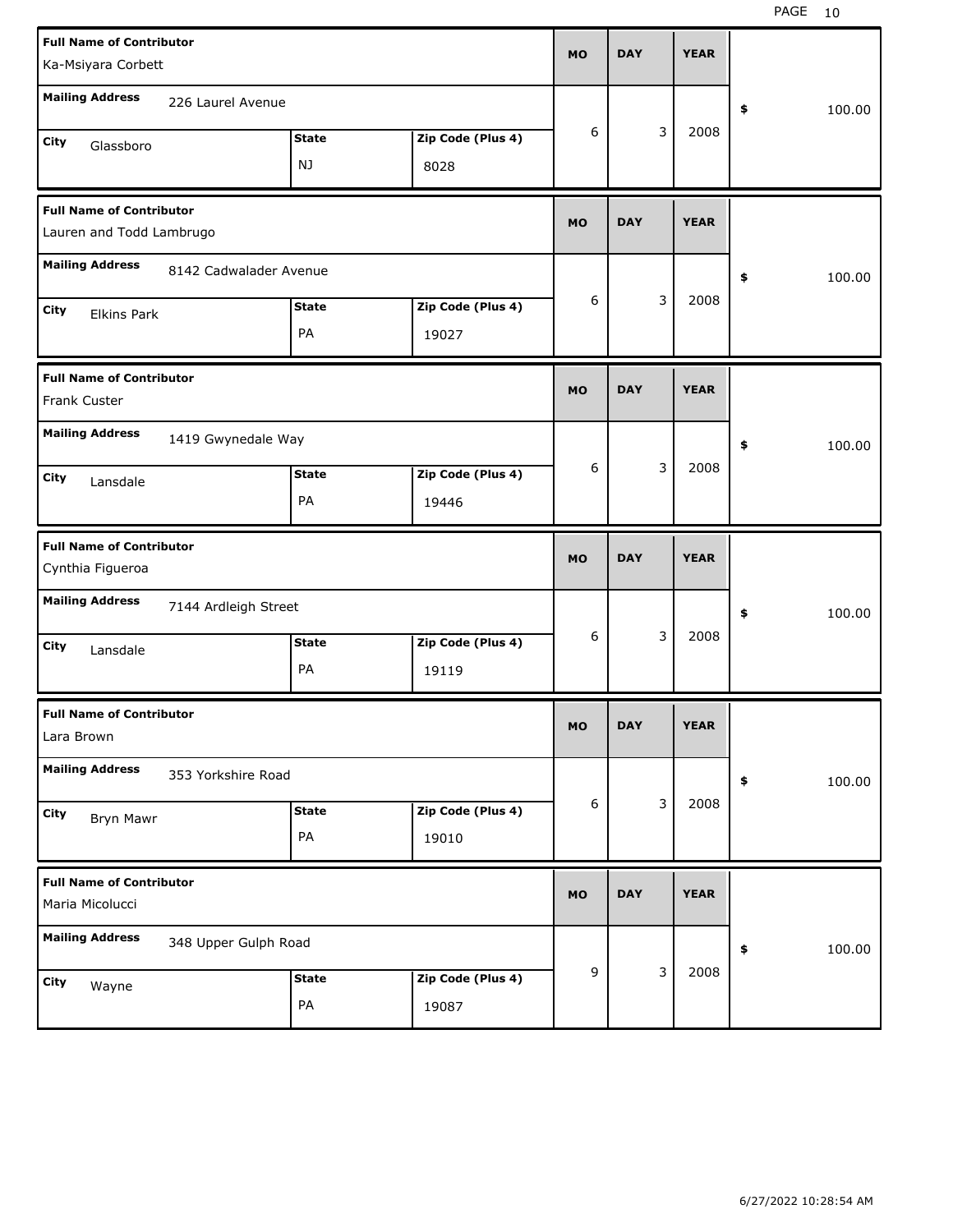| Full Name of Contributor | Mailing Address | City | State | Zip Code (Plus 4) | MO | DAY | YEAR | $ |
|---|---|---|---|---|---|---|---|---|
| Ka-Msiyara Corbett | 226 Laurel Avenue | Glassboro | NJ | 8028 | 6 | 3 | 2008 | 100.00 |
| Lauren and Todd Lambrugo | 8142 Cadwalader Avenue | Elkins Park | PA | 19027 | 6 | 3 | 2008 | 100.00 |
| Frank Custer | 1419 Gwynedale Way | Lansdale | PA | 19446 | 6 | 3 | 2008 | 100.00 |
| Cynthia Figueroa | 7144 Ardleigh Street | Lansdale | PA | 19119 | 6 | 3 | 2008 | 100.00 |
| Lara Brown | 353 Yorkshire Road | Bryn Mawr | PA | 19010 | 6 | 3 | 2008 | 100.00 |
| Maria Micolucci | 348 Upper Gulph Road | Wayne | PA | 19087 | 9 | 3 | 2008 | 100.00 |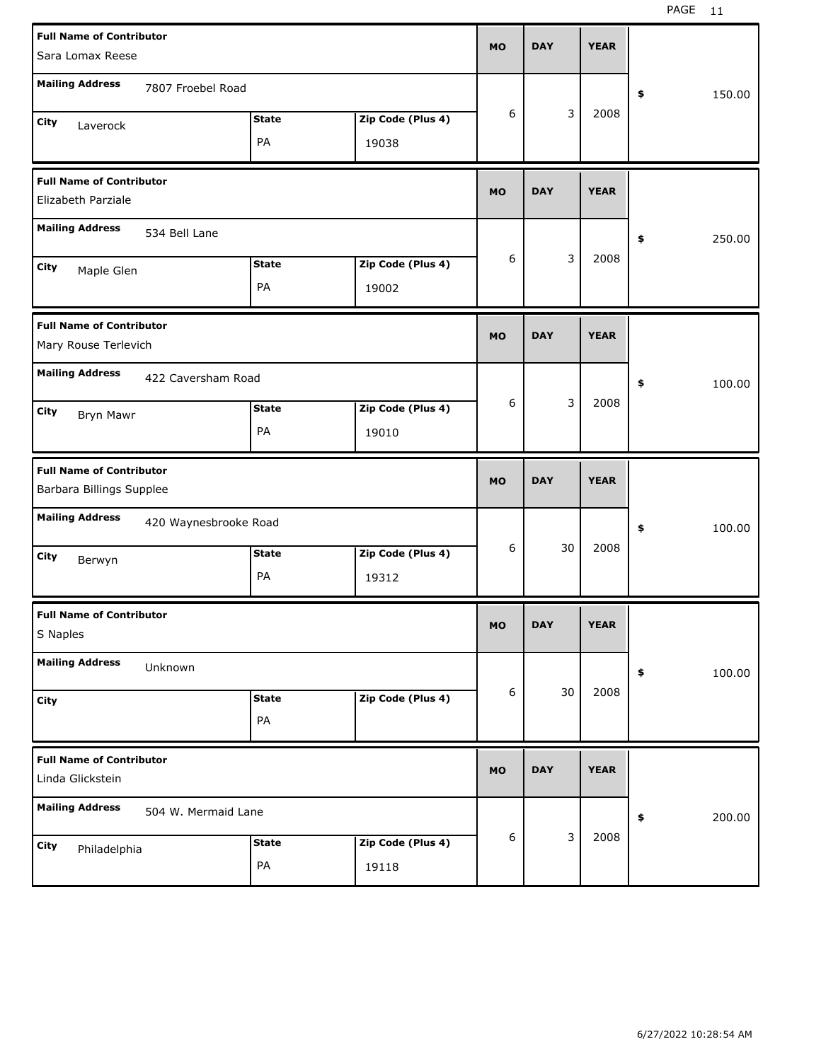| Full Name of Contributor | Mailing Address | City | State | Zip Code (Plus 4) | MO | DAY | YEAR | $ |
|---|---|---|---|---|---|---|---|---|
| Sara Lomax Reese | 7807 Froebel Road | Laverock | PA | 19038 | 6 | 3 | 2008 | 150.00 |
| Elizabeth Parziale | 534 Bell Lane | Maple Glen | PA | 19002 | 6 | 3 | 2008 | 250.00 |
| Mary Rouse Terlevich | 422 Caversham Road | Bryn Mawr | PA | 19010 | 6 | 3 | 2008 | 100.00 |
| Barbara Billings Supplee | 420 Waynesbrooke Road | Berwyn | PA | 19312 | 6 | 30 | 2008 | 100.00 |
| S Naples | Unknown | | PA | | 6 | 30 | 2008 | 100.00 |
| Linda Glickstein | 504 W. Mermaid Lane | Philadelphia | PA | 19118 | 6 | 3 | 2008 | 200.00 |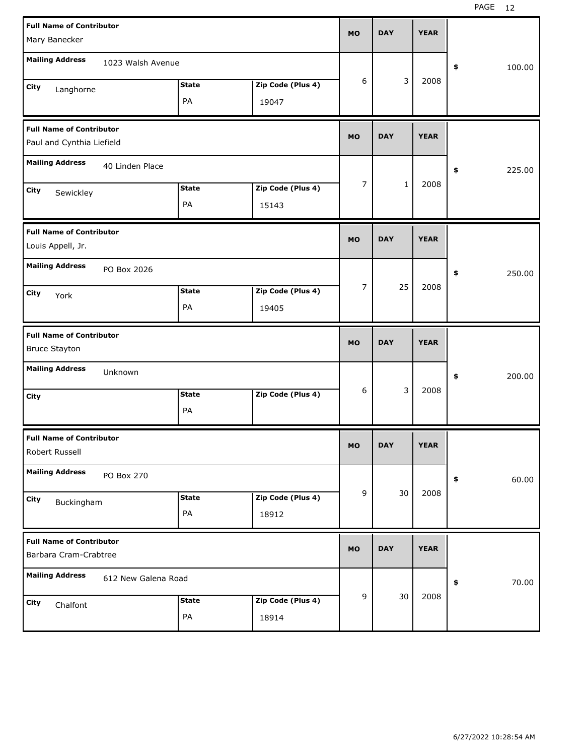| Full Name of Contributor | Mailing Address | City | State | Zip Code (Plus 4) | MO | DAY | YEAR | $ |
|---|---|---|---|---|---|---|---|---|
| Mary Banecker | 1023 Walsh Avenue | Langhorne | PA | 19047 | 6 | 3 | 2008 | 100.00 |
| Paul and Cynthia Liefield | 40 Linden Place | Sewickley | PA | 15143 | 7 | 1 | 2008 | 225.00 |
| Louis Appell, Jr. | PO Box 2026 | York | PA | 19405 | 7 | 25 | 2008 | 250.00 |
| Bruce Stayton | Unknown | | PA | | 6 | 3 | 2008 | 200.00 |
| Robert Russell | PO Box 270 | Buckingham | PA | 18912 | 9 | 30 | 2008 | 60.00 |
| Barbara Cram-Crabtree | 612 New Galena Road | Chalfont | PA | 18914 | 9 | 30 | 2008 | 70.00 |

6/27/2022 10:28:54 AM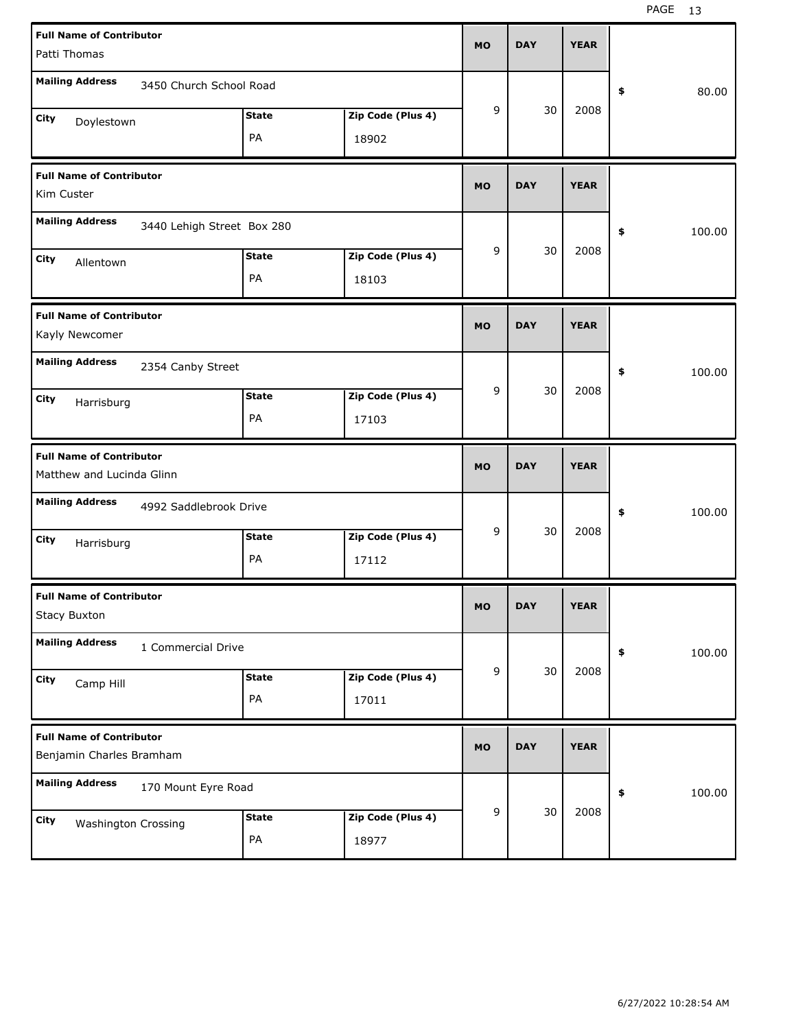| Full Name of Contributor | Mailing Address | City | State | Zip Code (Plus 4) | MO | DAY | YEAR | $ |
|---|---|---|---|---|---|---|---|---|
| Patti Thomas | 3450 Church School Road | Doylestown | PA | 18902 | 9 | 30 | 2008 | 80.00 |
| Kim Custer | 3440 Lehigh Street Box 280 | Allentown | PA | 18103 | 9 | 30 | 2008 | 100.00 |
| Kayly Newcomer | 2354 Canby Street | Harrisburg | PA | 17103 | 9 | 30 | 2008 | 100.00 |
| Matthew and Lucinda Glinn | 4992 Saddlebrook Drive | Harrisburg | PA | 17112 | 9 | 30 | 2008 | 100.00 |
| Stacy Buxton | 1 Commercial Drive | Camp Hill | PA | 17011 | 9 | 30 | 2008 | 100.00 |
| Benjamin Charles Bramham | 170 Mount Eyre Road | Washington Crossing | PA | 18977 | 9 | 30 | 2008 | 100.00 |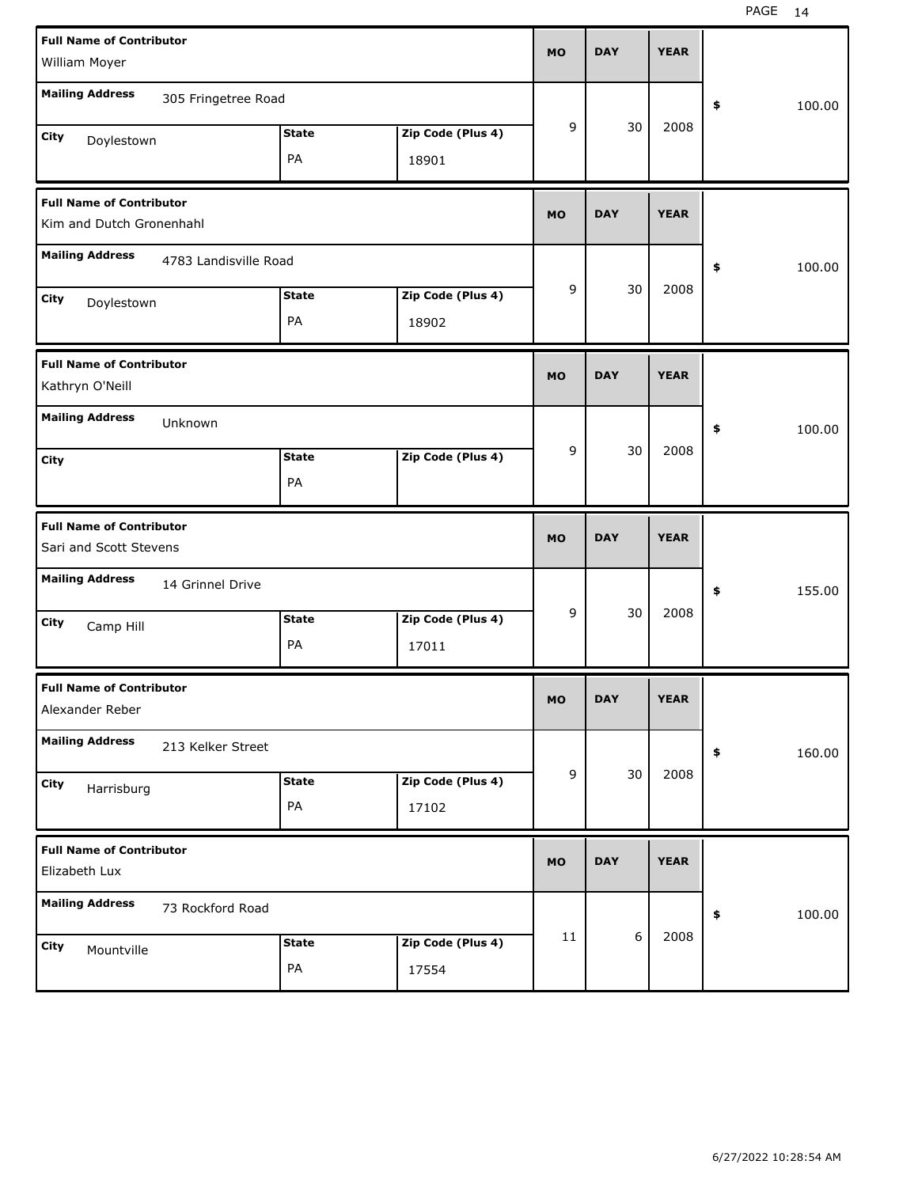| Full Name of Contributor | Mailing Address | City | State | Zip Code (Plus 4) | MO | DAY | YEAR | $ |
|---|---|---|---|---|---|---|---|---|
| William Moyer | 305 Fringetree Road | Doylestown | PA | 18901 | 9 | 30 | 2008 | 100.00 |
| Kim and Dutch Gronenhahl | 4783 Landisville Road | Doylestown | PA | 18902 | 9 | 30 | 2008 | 100.00 |
| Kathryn O'Neill | Unknown | | PA | | 9 | 30 | 2008 | 100.00 |
| Sari and Scott Stevens | 14 Grinnel Drive | Camp Hill | PA | 17011 | 9 | 30 | 2008 | 155.00 |
| Alexander Reber | 213 Kelker Street | Harrisburg | PA | 17102 | 9 | 30 | 2008 | 160.00 |
| Elizabeth Lux | 73 Rockford Road | Mountville | PA | 17554 | 11 | 6 | 2008 | 100.00 |

6/27/2022 10:28:54 AM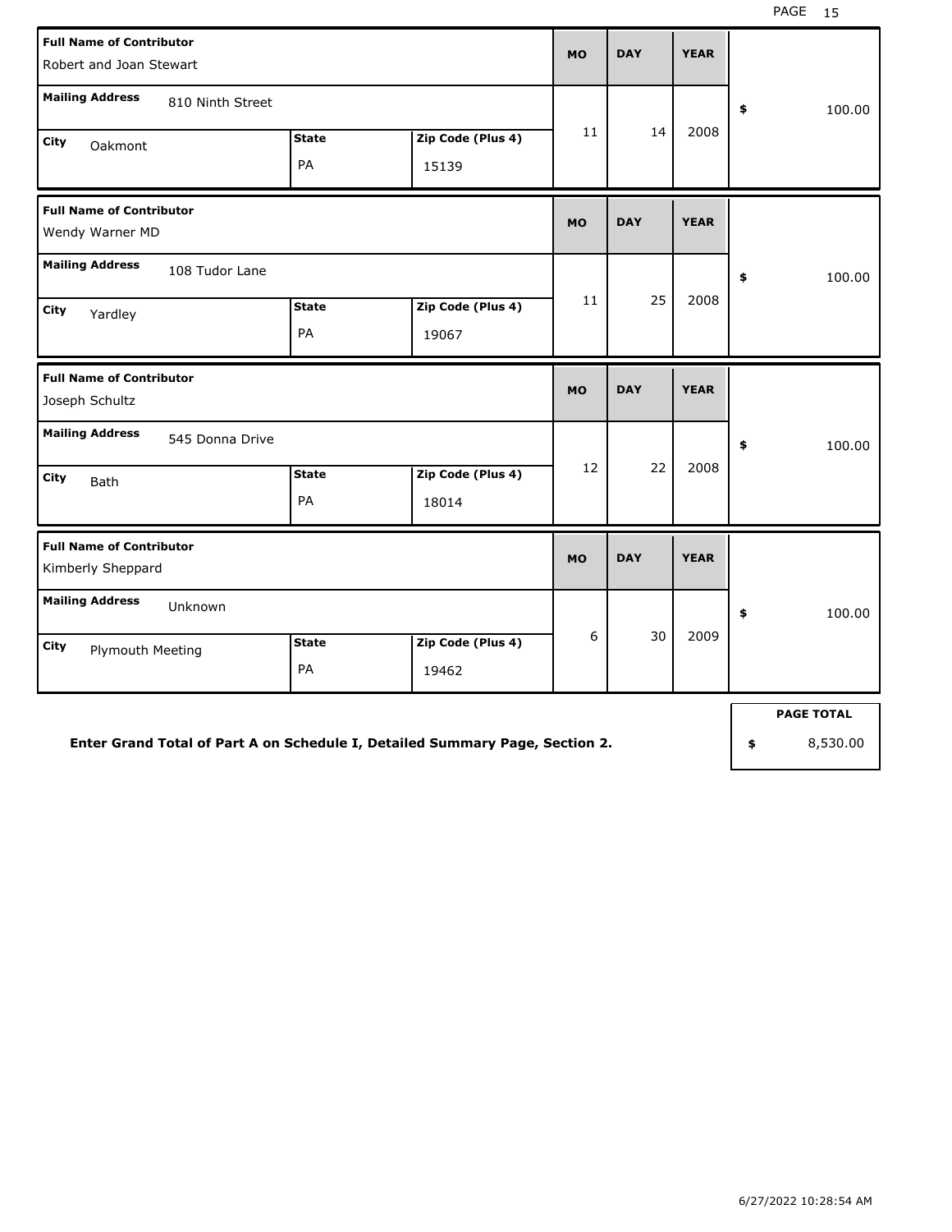| Full Name of Contributor | Mailing Address | City | State | Zip Code (Plus 4) | MO | DAY | YEAR | Amount |
|---|---|---|---|---|---|---|---|---|
| Robert and Joan Stewart | 810 Ninth Street | Oakmont | PA | 15139 | 11 | 14 | 2008 | $ 100.00 |
| Wendy Warner MD | 108 Tudor Lane | Yardley | PA | 19067 | 11 | 25 | 2008 | $ 100.00 |
| Joseph Schultz | 545 Donna Drive | Bath | PA | 18014 | 12 | 22 | 2008 | $ 100.00 |
| Kimberly Sheppard | Unknown | Plymouth Meeting | PA | 19462 | 6 | 30 | 2009 | $ 100.00 |

**Enter Grand Total of Part A on Schedule I, Detailed Summary Page, Section 2.**

| PAGE TOTAL |
|---|
| $ 8,530.00 |

6/27/2022 10:28:54 AM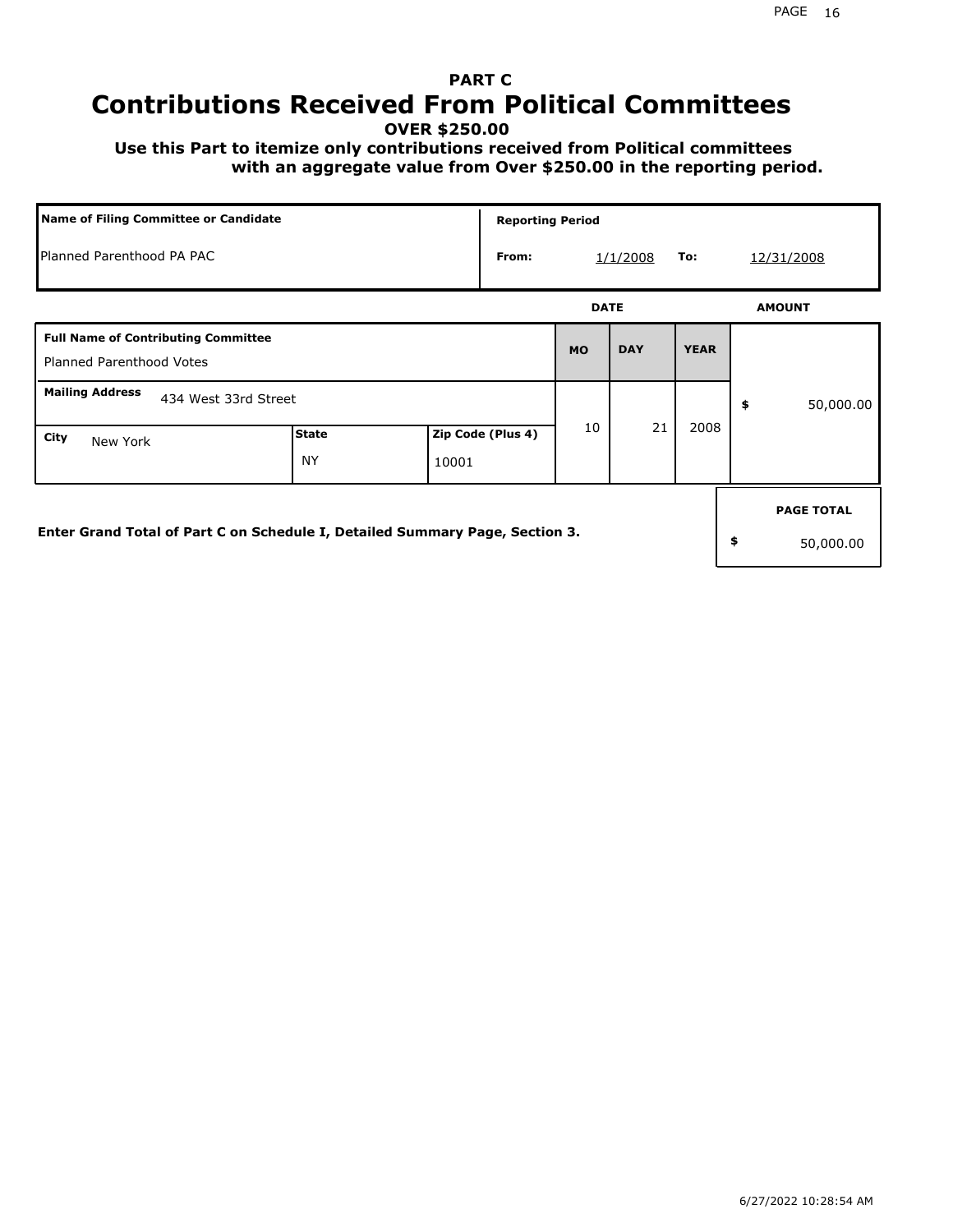# PART C

# Contributions Received From Political Committees

**OVER $250.00**

**Use this Part to itemize only contributions received from Political committees with an aggregate value from Over $250.00 in the reporting period.**

| Name of Filing Committee or Candidate | Reporting Period | | | |
|---|---|---|---|---|
| Planned Parenthood PA PAC | From: | 1/1/2008 | To: | 12/31/2008 |

| Full Name of Contributing Committee | | | DATE MO | DATE DAY | DATE YEAR | AMOUNT |
|---|---|---|---|---|---|---|
| Planned Parenthood Votes | | | 10 | 21 | 2008 | $ 50,000.00 |
| Mailing Address: 434 West 33rd Street | | | | | | |
| City: New York | State: NY | Zip Code (Plus 4): 10001 | | | | |

**Enter Grand Total of Part C on Schedule I, Detailed Summary Page, Section 3.**

| PAGE TOTAL |
|---|
| $ 50,000.00 |

6/27/2022 10:28:54 AM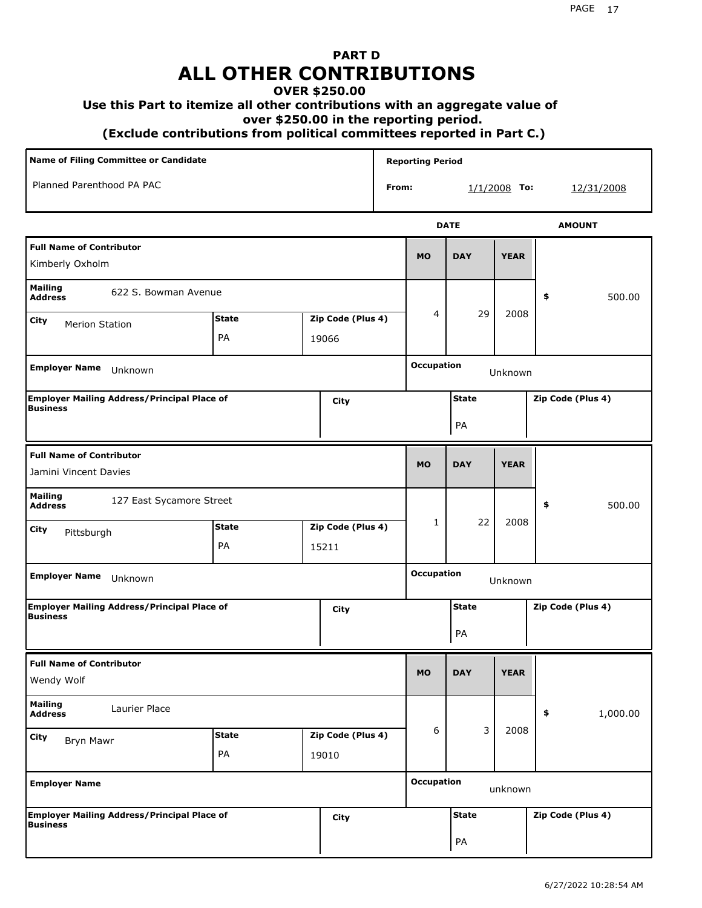# PART D
# ALL OTHER CONTRIBUTIONS
### OVER $250.00
### Use this Part to itemize all other contributions with an aggregate value of over $250.00 in the reporting period.
### (Exclude contributions from political committees reported in Part C.)

| Name of Filing Committee or Candidate | Reporting Period |
|---|---|
| Planned Parenthood PA PAC | From: 1/1/2008 To: 12/31/2008 |

| Full Name of Contributor | Mailing Address | City | State | Zip Code (Plus 4) | MO | DAY | YEAR | AMOUNT | Employer Name | Occupation | Employer Mailing Address/Principal Place of Business | City | State | Zip Code (Plus 4) |
|---|---|---|---|---|---|---|---|---|---|---|---|---|---|---|
| Kimberly Oxholm | 622 S. Bowman Avenue | Merion Station | PA | 19066 | 4 | 29 | 2008 | $ 500.00 | Unknown | Unknown | | | PA | |
| Jamini Vincent Davies | 127 East Sycamore Street | Pittsburgh | PA | 15211 | 1 | 22 | 2008 | $ 500.00 | Unknown | Unknown | | | PA | |
| Wendy Wolf | Laurier Place | Bryn Mawr | PA | 19010 | 6 | 3 | 2008 | $ 1,000.00 | | unknown | | | PA | |

6/27/2022 10:28:54 AM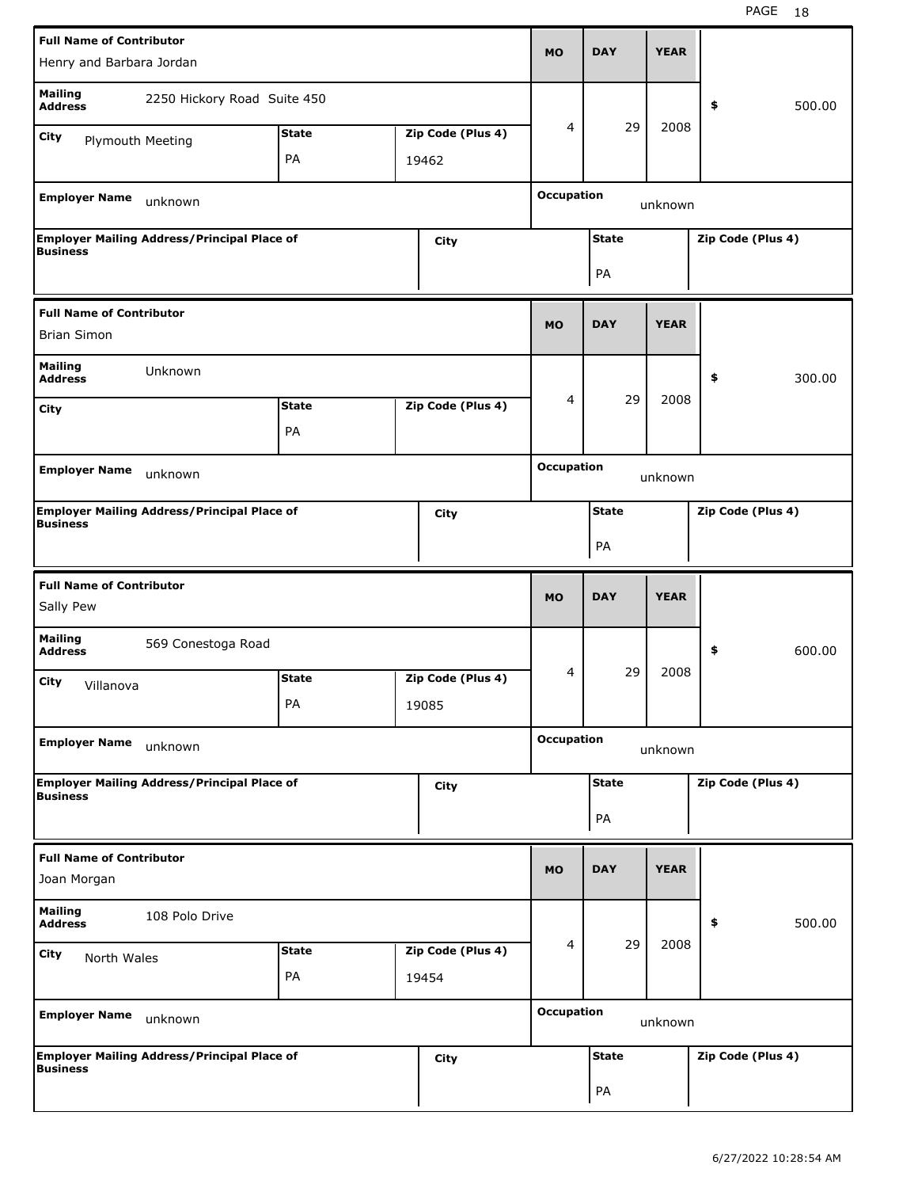| Full Name of Contributor | | | MO | DAY | YEAR | |
|---|---|---|---|---|---|---|
| Henry and Barbara Jordan | | | | | | |
| Mailing Address: 2250 Hickory Road Suite 450 | | | 4 | 29 | 2008 | $ 500.00 |
| City: Plymouth Meeting | State: PA | Zip Code (Plus 4): 19462 | | | | |
| Employer Name: unknown | | | Occupation: unknown | | | |
| Employer Mailing Address/Principal Place of Business | | City | State: PA | | Zip Code (Plus 4) | |

| Full Name of Contributor | | | MO | DAY | YEAR | |
|---|---|---|---|---|---|---|
| Brian Simon | | | | | | |
| Mailing Address: Unknown | | | 4 | 29 | 2008 | $ 300.00 |
| City | State: PA | Zip Code (Plus 4) | | | | |
| Employer Name: unknown | | | Occupation: unknown | | | |
| Employer Mailing Address/Principal Place of Business | | City | State: PA | | Zip Code (Plus 4) | |

| Full Name of Contributor | | | MO | DAY | YEAR | |
|---|---|---|---|---|---|---|
| Sally Pew | | | | | | |
| Mailing Address: 569 Conestoga Road | | | 4 | 29 | 2008 | $ 600.00 |
| City: Villanova | State: PA | Zip Code (Plus 4): 19085 | | | | |
| Employer Name: unknown | | | Occupation: unknown | | | |
| Employer Mailing Address/Principal Place of Business | | City | State: PA | | Zip Code (Plus 4) | |

| Full Name of Contributor | | | MO | DAY | YEAR | |
|---|---|---|---|---|---|---|
| Joan Morgan | | | | | | |
| Mailing Address: 108 Polo Drive | | | 4 | 29 | 2008 | $ 500.00 |
| City: North Wales | State: PA | Zip Code (Plus 4): 19454 | | | | |
| Employer Name: unknown | | | Occupation: unknown | | | |
| Employer Mailing Address/Principal Place of Business | | City | State: PA | | Zip Code (Plus 4) | |

6/27/2022 10:28:54 AM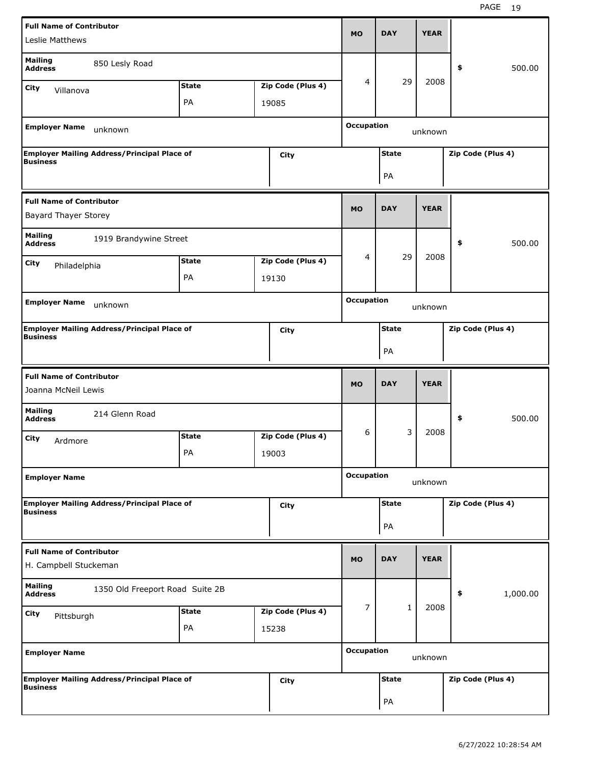| Full Name of Contributor | | | MO | DAY | YEAR | |
|---|---|---|---|---|---|---|
| Leslie Matthews | | | | | | |
| Mailing Address | 850 Lesly Road | | 4 | 29 | 2008 | $ 500.00 |
| City: Villanova | State: PA | Zip Code (Plus 4): 19085 | | | | |
| Employer Name: unknown | | | Occupation: unknown | | | |
| Employer Mailing Address/Principal Place of Business | | City | State: PA | | Zip Code (Plus 4) | |

| Full Name of Contributor | | | MO | DAY | YEAR | |
|---|---|---|---|---|---|---|
| Bayard Thayer Storey | | | | | | |
| Mailing Address | 1919 Brandywine Street | | 4 | 29 | 2008 | $ 500.00 |
| City: Philadelphia | State: PA | Zip Code (Plus 4): 19130 | | | | |
| Employer Name: unknown | | | Occupation: unknown | | | |
| Employer Mailing Address/Principal Place of Business | | City | State: PA | | Zip Code (Plus 4) | |

| Full Name of Contributor | | | MO | DAY | YEAR | |
|---|---|---|---|---|---|---|
| Joanna McNeil Lewis | | | | | | |
| Mailing Address | 214 Glenn Road | | 6 | 3 | 2008 | $ 500.00 |
| City: Ardmore | State: PA | Zip Code (Plus 4): 19003 | | | | |
| Employer Name | | | Occupation: unknown | | | |
| Employer Mailing Address/Principal Place of Business | | City | State: PA | | Zip Code (Plus 4) | |

| Full Name of Contributor | | | MO | DAY | YEAR | |
|---|---|---|---|---|---|---|
| H. Campbell Stuckeman | | | | | | |
| Mailing Address | 1350 Old Freeport Road Suite 2B | | 7 | 1 | 2008 | $ 1,000.00 |
| City: Pittsburgh | State: PA | Zip Code (Plus 4): 15238 | | | | |
| Employer Name | | | Occupation: unknown | | | |
| Employer Mailing Address/Principal Place of Business | | City | State: PA | | Zip Code (Plus 4) | |

6/27/2022 10:28:54 AM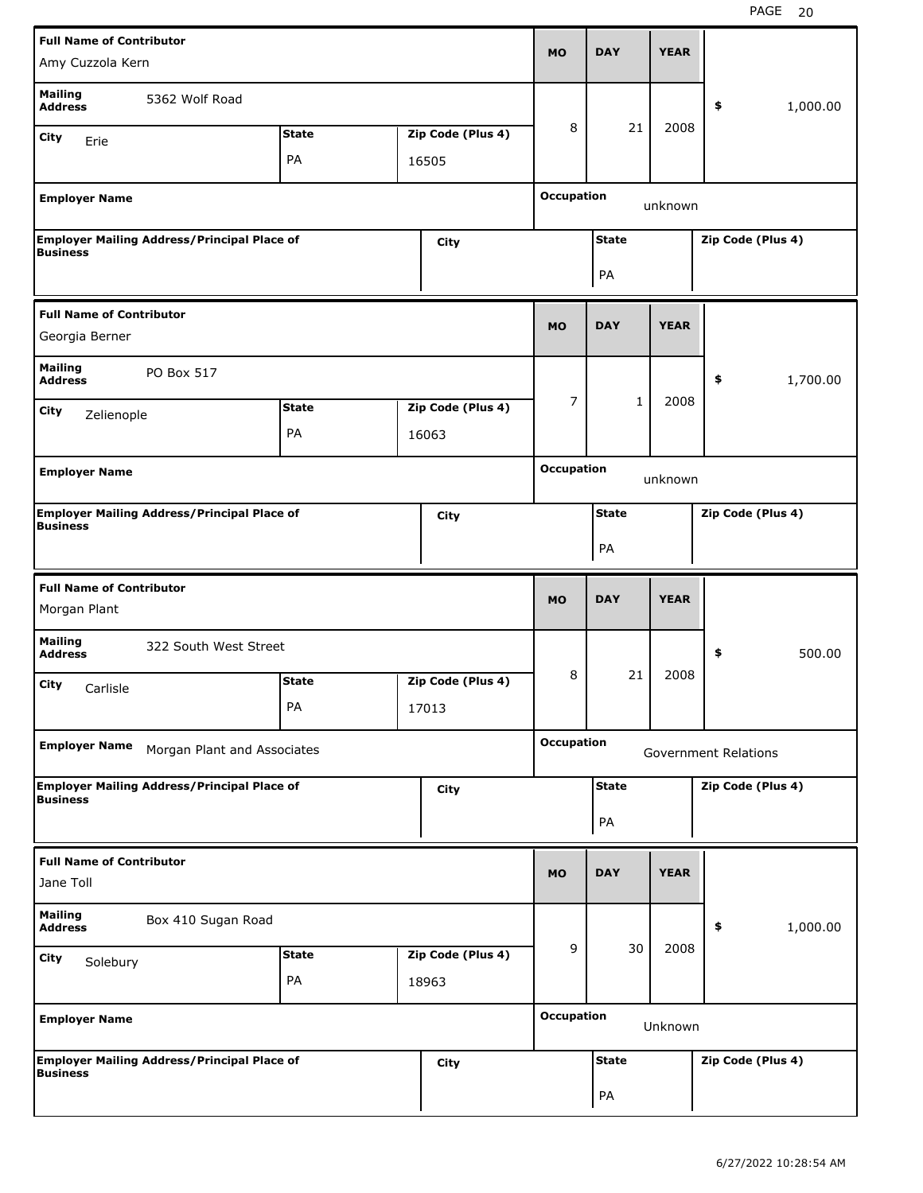| Full Name of Contributor | | | MO | DAY | YEAR | |
|---|---|---|---|---|---|---|
| Amy Cuzzola Kern | | | | | | |
| Mailing Address: 5362 Wolf Road | | | 8 | 21 | 2008 | $ 1,000.00 |
| City: Erie | State: PA | Zip Code (Plus 4): 16505 | | | | |
| Employer Name | | | Occupation: unknown | | | |
| Employer Mailing Address/Principal Place of Business | City | | State: PA | | Zip Code (Plus 4) | |

| Full Name of Contributor | | | MO | DAY | YEAR | |
|---|---|---|---|---|---|---|
| Georgia Berner | | | | | | |
| Mailing Address: PO Box 517 | | | 7 | 1 | 2008 | $ 1,700.00 |
| City: Zelienople | State: PA | Zip Code (Plus 4): 16063 | | | | |
| Employer Name | | | Occupation: unknown | | | |
| Employer Mailing Address/Principal Place of Business | City | | State: PA | | Zip Code (Plus 4) | |

| Full Name of Contributor | | | MO | DAY | YEAR | |
|---|---|---|---|---|---|---|
| Morgan Plant | | | | | | |
| Mailing Address: 322 South West Street | | | 8 | 21 | 2008 | $ 500.00 |
| City: Carlisle | State: PA | Zip Code (Plus 4): 17013 | | | | |
| Employer Name: Morgan Plant and Associates | | | Occupation: Government Relations | | | |
| Employer Mailing Address/Principal Place of Business | City | | State: PA | | Zip Code (Plus 4) | |

| Full Name of Contributor | | | MO | DAY | YEAR | |
|---|---|---|---|---|---|---|
| Jane Toll | | | | | | |
| Mailing Address: Box 410 Sugan Road | | | 9 | 30 | 2008 | $ 1,000.00 |
| City: Solebury | State: PA | Zip Code (Plus 4): 18963 | | | | |
| Employer Name | | | Occupation: Unknown | | | |
| Employer Mailing Address/Principal Place of Business | City | | State: PA | | Zip Code (Plus 4) | |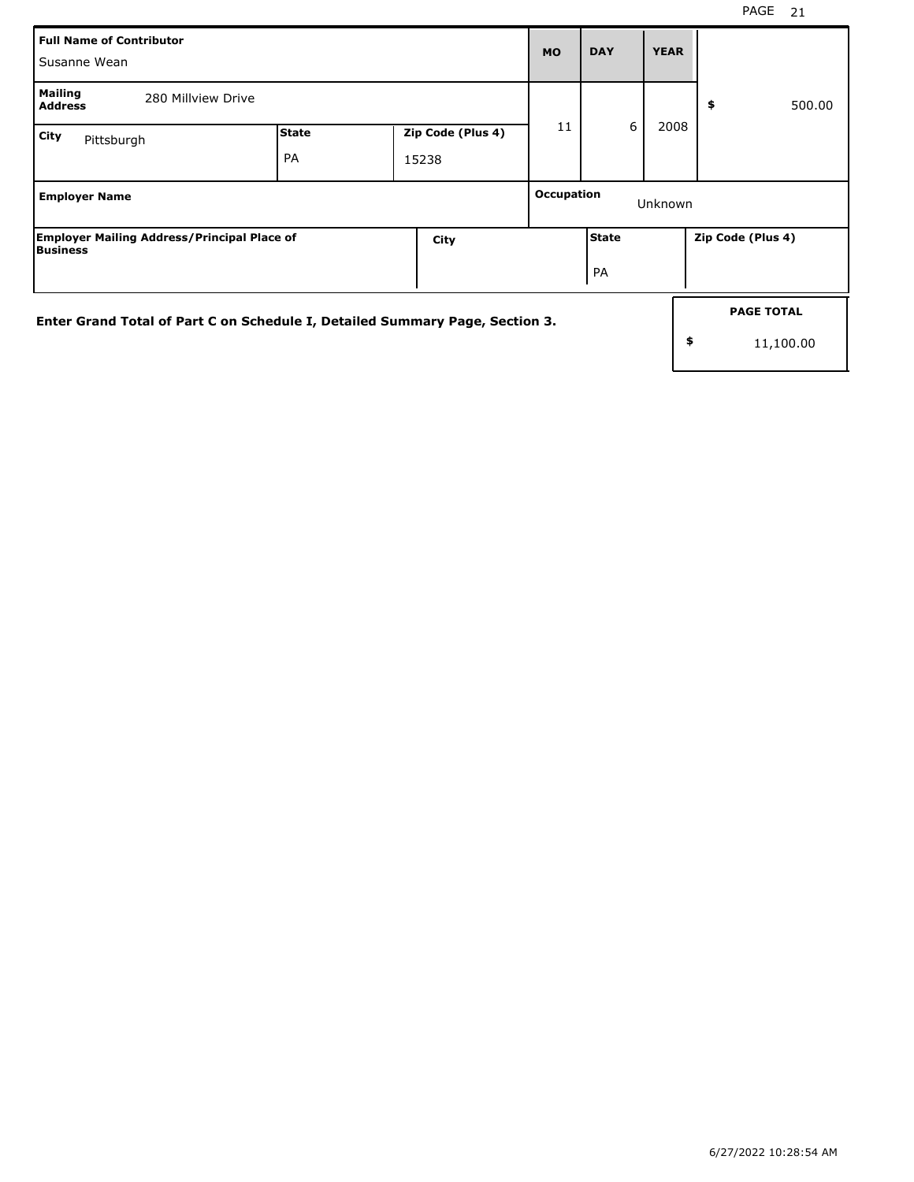| Full Name of Contributor | | | MO | DAY | YEAR | |
|---|---|---|---|---|---|---|
| Susanne Wean | | | 11 | 6 | 2008 | $ 500.00 |
| **Mailing Address** 280 Millview Drive | | | | | | |
| **City** Pittsburgh | **State** PA | **Zip Code (Plus 4)** 15238 | | | | |

| Employer Name | Occupation |
|---|---|
| | Unknown |

| Employer Mailing Address/Principal Place of Business | City | State | Zip Code (Plus 4) |
|---|---|---|---|
| | | PA | |

**Enter Grand Total of Part C on Schedule I, Detailed Summary Page, Section 3.**

| PAGE TOTAL |
|---|
| $ 11,100.00 |

6/27/2022 10:28:54 AM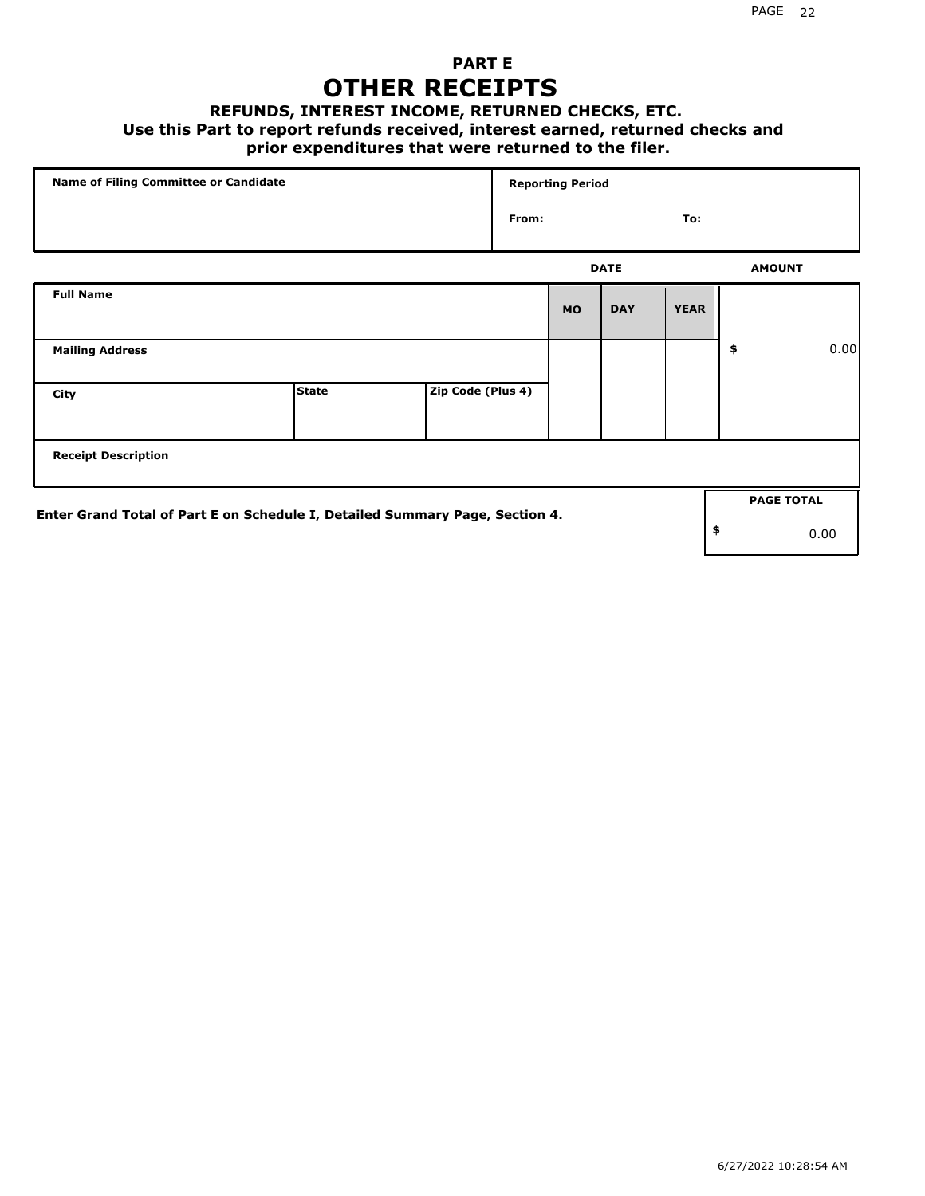## PART E

# OTHER RECEIPTS

### REFUNDS, INTEREST INCOME, RETURNED CHECKS, ETC.

**Use this Part to report refunds received, interest earned, returned checks and prior expenditures that were returned to the filer.**

| Name of Filing Committee or Candidate | Reporting Period |
|---|---|
| | From: To: |

| Full Name | | | DATE MO | DAY | YEAR | AMOUNT |
|---|---|---|---|---|---|---|
| Mailing Address | | | | | | $ 0.00 |
| City | State | Zip Code (Plus 4) | | | | |
| Receipt Description | | | | | | |

**Enter Grand Total of Part E on Schedule I, Detailed Summary Page, Section 4.**

| PAGE TOTAL |
|---|
| $ 0.00 |

6/27/2022 10:28:54 AM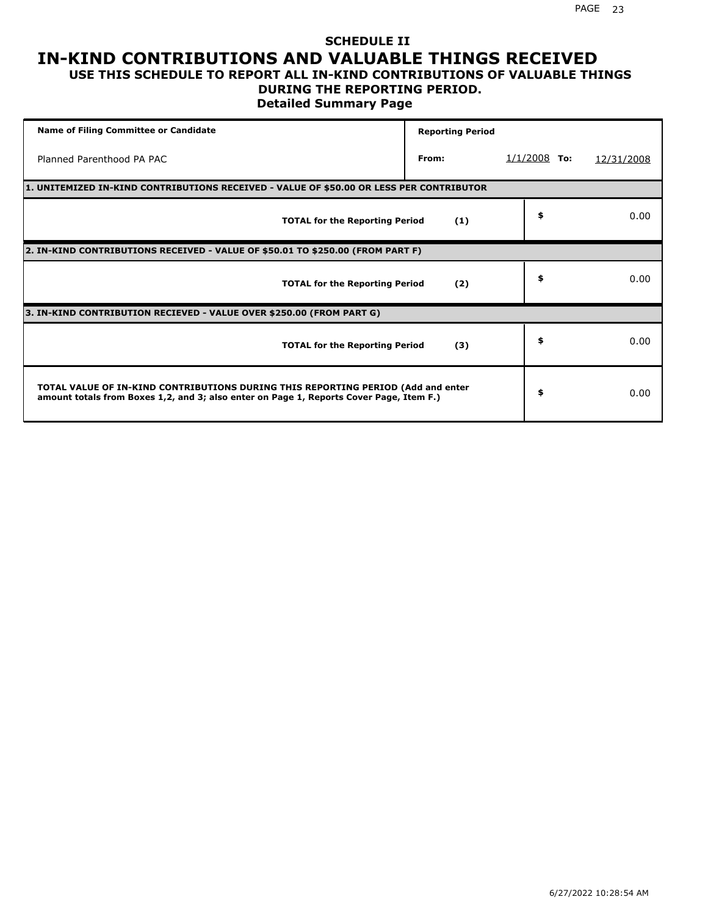## SCHEDULE II

# IN-KIND CONTRIBUTIONS AND VALUABLE THINGS RECEIVED

### USE THIS SCHEDULE TO REPORT ALL IN-KIND CONTRIBUTIONS OF VALUABLE THINGS DURING THE REPORTING PERIOD.

### Detailed Summary Page

| Name of Filing Committee or Candidate | Reporting Period | | | |
|---|---|---|---|---|
| Planned Parenthood PA PAC | From: | 1/1/2008 | To: | 12/31/2008 |

| **1. UNITEMIZED IN-KIND CONTRIBUTIONS RECEIVED - VALUE OF $50.00 OR LESS PER CONTRIBUTOR** | | |
|---|---|---|
| **TOTAL for the Reporting Period** | **(1)** | $ 0.00 |
| **2. IN-KIND CONTRIBUTIONS RECEIVED - VALUE OF $50.01 TO $250.00 (FROM PART F)** | | |
| **TOTAL for the Reporting Period** | **(2)** | $ 0.00 |
| **3. IN-KIND CONTRIBUTION RECIEVED - VALUE OVER $250.00 (FROM PART G)** | | |
| **TOTAL for the Reporting Period** | **(3)** | $ 0.00 |
| **TOTAL VALUE OF IN-KIND CONTRIBUTIONS DURING THIS REPORTING PERIOD (Add and enter amount totals from Boxes 1,2, and 3; also enter on Page 1, Reports Cover Page, Item F.)** | | $ 0.00 |

6/27/2022 10:28:54 AM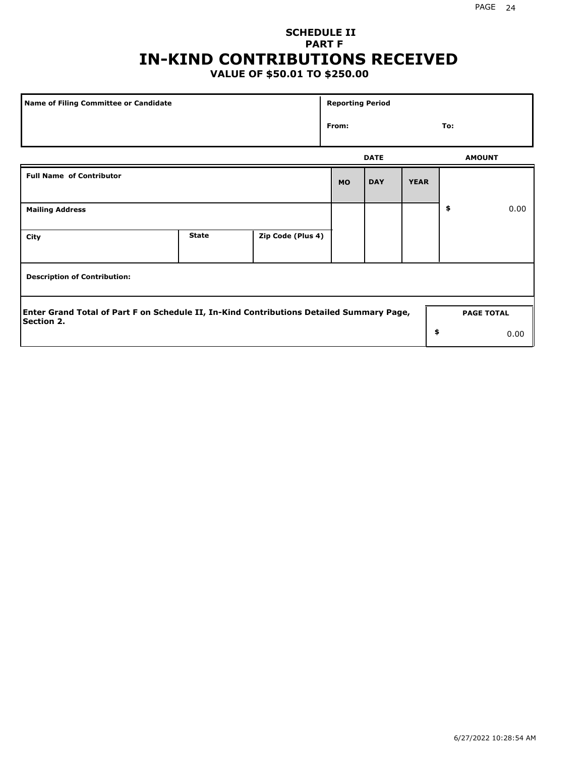## SCHEDULE II
## PART F
# IN-KIND CONTRIBUTIONS RECEIVED
### VALUE OF $50.01 TO $250.00

| Name of Filing Committee or Candidate | Reporting Period |
|---|---|
| | From: To: |

| Full Name of Contributor | | | DATE | | | AMOUNT |
|---|---|---|---|---|---|---|
| | | | MO | DAY | YEAR | |
| Mailing Address | | | | | | $ 0.00 |
| City | State | Zip Code (Plus 4) | | | | |
| Description of Contribution: | | | | | | |

| Enter Grand Total of Part F on Schedule II, In-Kind Contributions Detailed Summary Page, Section 2. | PAGE TOTAL |
|---|---|
| | $ 0.00 |

6/27/2022 10:28:54 AM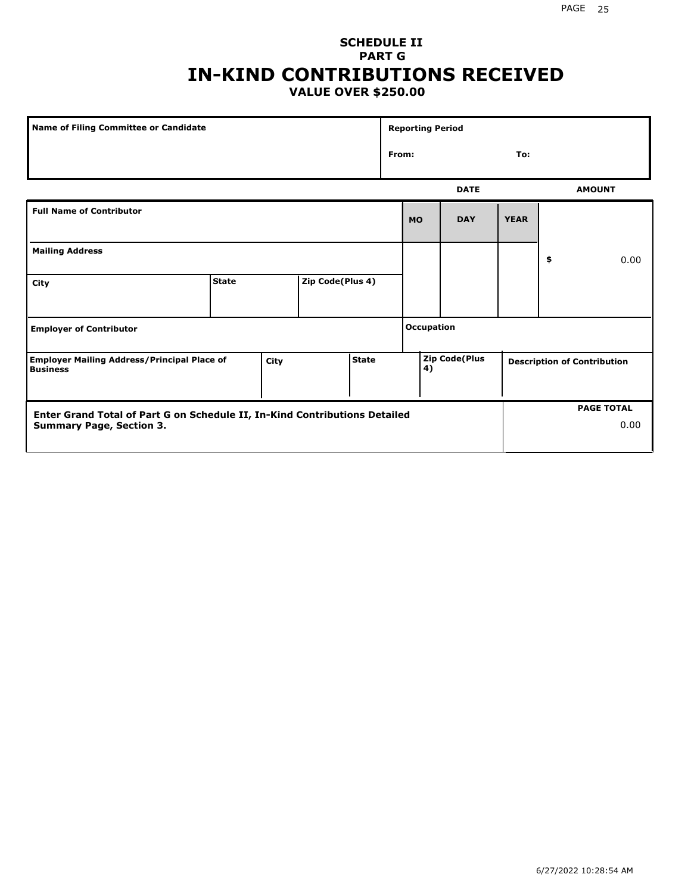**SCHEDULE II**
**PART G**

# IN-KIND CONTRIBUTIONS RECEIVED

**VALUE OVER $250.00**

| Name of Filing Committee or Candidate | Reporting Period |
|---|---|
| | From: To: |

| Full Name of Contributor | | | DATE MO | DAY | YEAR | AMOUNT |
|---|---|---|---|---|---|---|
| Mailing Address | | | | | | $ 0.00 |
| City | State | Zip Code(Plus 4) | | | | |
| Employer of Contributor | | | Occupation | | | |

| Employer Mailing Address/Principal Place of Business | City | State | Zip Code(Plus 4) | Description of Contribution |
|---|---|---|---|---|
| | | | | |

| Enter Grand Total of Part G on Schedule II, In-Kind Contributions Detailed Summary Page, Section 3. | PAGE TOTAL |
|---|---|
| | 0.00 |

6/27/2022 10:28:54 AM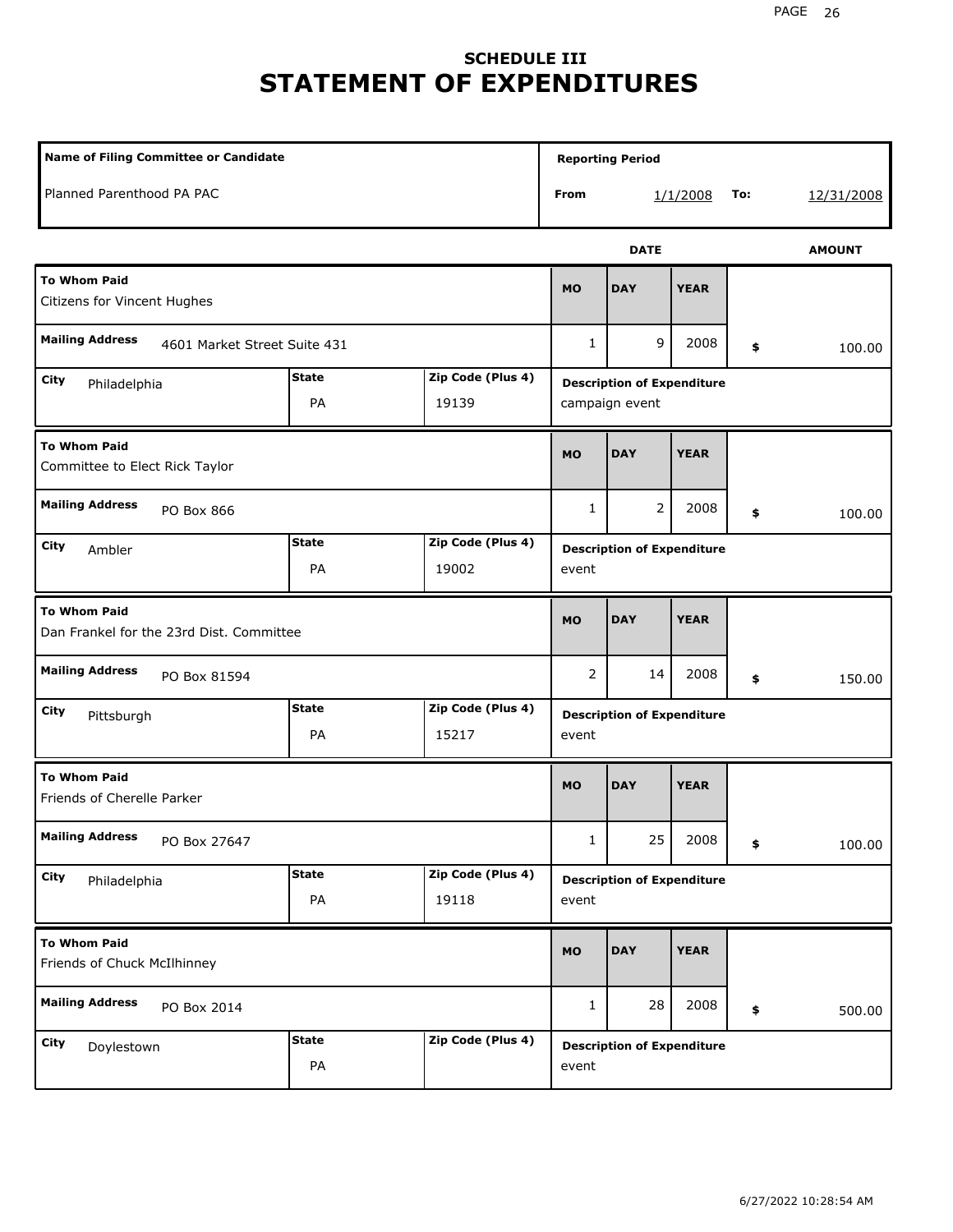## SCHEDULE III

# STATEMENT OF EXPENDITURES

| Name of Filing Committee or Candidate | Reporting Period |
|---|---|
| Planned Parenthood PA PAC | From 1/1/2008 To: 12/31/2008 |

| To Whom Paid | Mailing Address | City | State | Zip Code (Plus 4) | MO | DAY | YEAR | AMOUNT | Description of Expenditure |
|---|---|---|---|---|---|---|---|---|---|
| Citizens for Vincent Hughes | 4601 Market Street Suite 431 | Philadelphia | PA | 19139 | 1 | 9 | 2008 | $ 100.00 | campaign event |
| Committee to Elect Rick Taylor | PO Box 866 | Ambler | PA | 19002 | 1 | 2 | 2008 | $ 100.00 | event |
| Dan Frankel for the 23rd Dist. Committee | PO Box 81594 | Pittsburgh | PA | 15217 | 2 | 14 | 2008 | $ 150.00 | event |
| Friends of Cherelle Parker | PO Box 27647 | Philadelphia | PA | 19118 | 1 | 25 | 2008 | $ 100.00 | event |
| Friends of Chuck McIlhinney | PO Box 2014 | Doylestown | PA | | 1 | 28 | 2008 | $ 500.00 | event |

6/27/2022 10:28:54 AM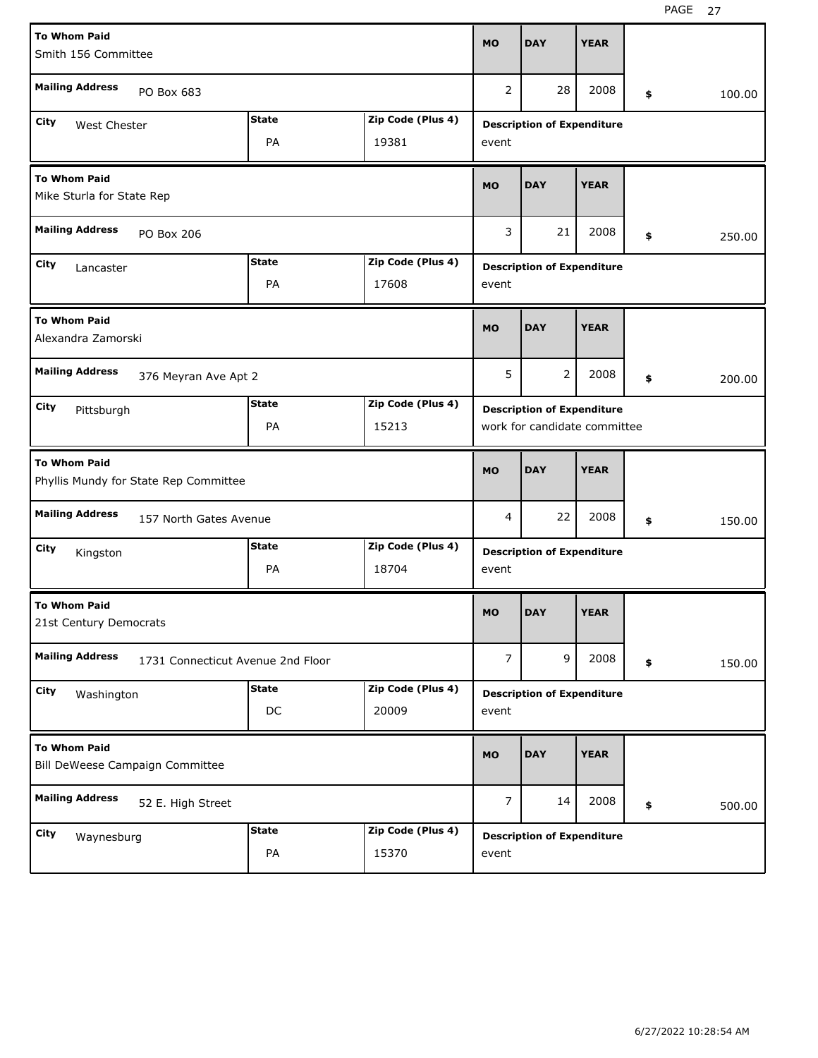| To Whom Paid | Mailing Address | City | State | Zip Code (Plus 4) | MO | DAY | YEAR | Amount | Description of Expenditure |
|---|---|---|---|---|---|---|---|---|---|
| Smith 156 Committee | PO Box 683 | West Chester | PA | 19381 | 2 | 28 | 2008 | $ 100.00 | event |
| Mike Sturla for State Rep | PO Box 206 | Lancaster | PA | 17608 | 3 | 21 | 2008 | $ 250.00 | event |
| Alexandra Zamorski | 376 Meyran Ave Apt 2 | Pittsburgh | PA | 15213 | 5 | 2 | 2008 | $ 200.00 | work for candidate committee |
| Phyllis Mundy for State Rep Committee | 157 North Gates Avenue | Kingston | PA | 18704 | 4 | 22 | 2008 | $ 150.00 | event |
| 21st Century Democrats | 1731 Connecticut Avenue 2nd Floor | Washington | DC | 20009 | 7 | 9 | 2008 | $ 150.00 | event |
| Bill DeWeese Campaign Committee | 52 E. High Street | Waynesburg | PA | 15370 | 7 | 14 | 2008 | $ 500.00 | event |

6/27/2022 10:28:54 AM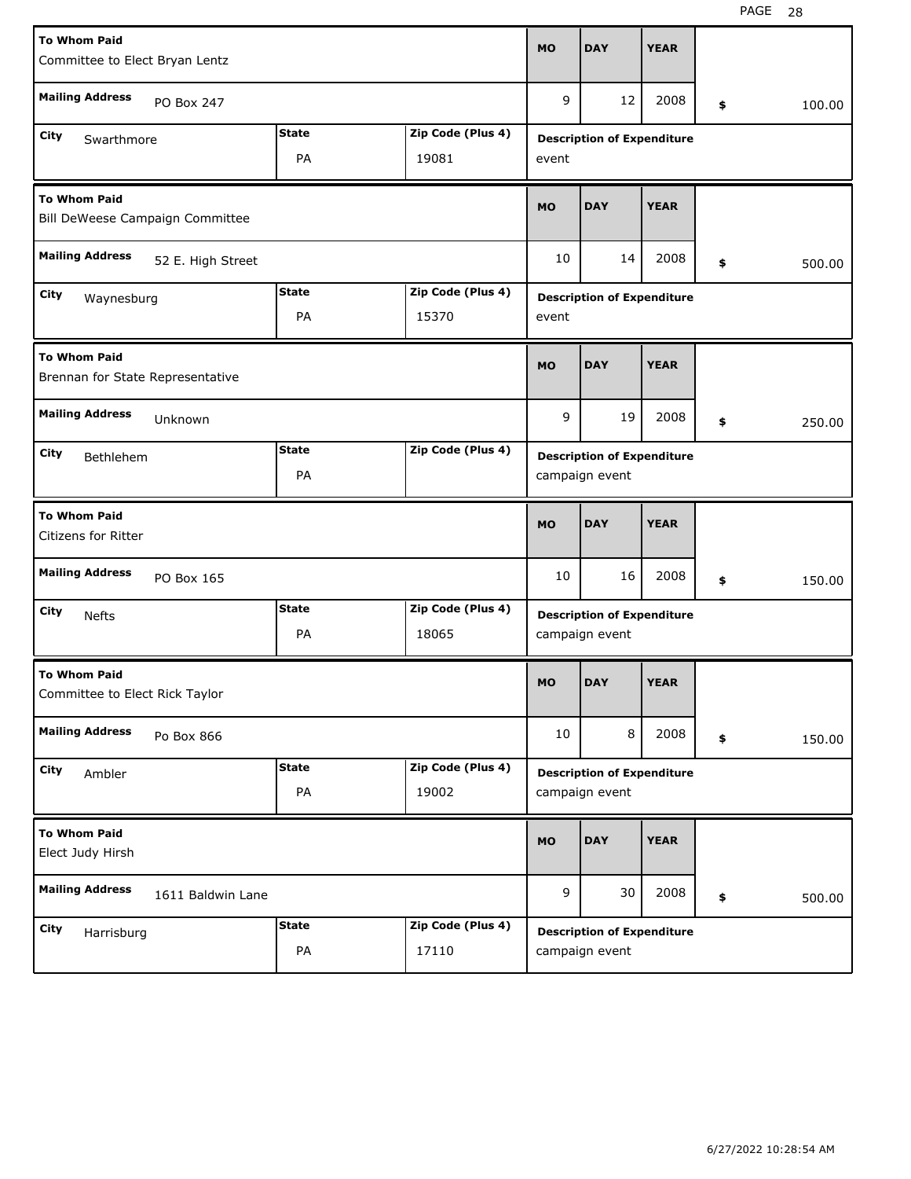| To Whom Paid | Mailing Address | City | State | Zip Code (Plus 4) | MO | DAY | YEAR | Amount | Description of Expenditure |
|---|---|---|---|---|---|---|---|---|---|
| Committee to Elect Bryan Lentz | PO Box 247 | Swarthmore | PA | 19081 | 9 | 12 | 2008 | $ 100.00 | event |
| Bill DeWeese Campaign Committee | 52 E. High Street | Waynesburg | PA | 15370 | 10 | 14 | 2008 | $ 500.00 | event |
| Brennan for State Representative | Unknown | Bethlehem | PA | | 9 | 19 | 2008 | $ 250.00 | campaign event |
| Citizens for Ritter | PO Box 165 | Nefts | PA | 18065 | 10 | 16 | 2008 | $ 150.00 | campaign event |
| Committee to Elect Rick Taylor | Po Box 866 | Ambler | PA | 19002 | 10 | 8 | 2008 | $ 150.00 | campaign event |
| Elect Judy Hirsh | 1611 Baldwin Lane | Harrisburg | PA | 17110 | 9 | 30 | 2008 | $ 500.00 | campaign event |

6/27/2022 10:28:54 AM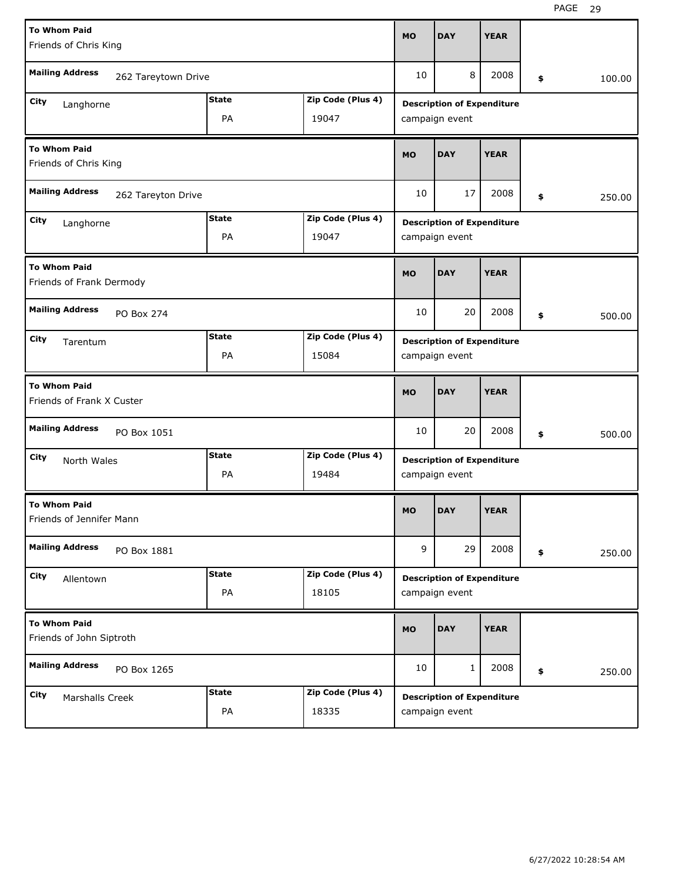| To Whom Paid | Mailing Address | City | State | Zip Code (Plus 4) | MO | DAY | YEAR | Amount | Description of Expenditure |
|---|---|---|---|---|---|---|---|---|---|
| Friends of Chris King | 262 Tareytown Drive | Langhorne | PA | 19047 | 10 | 8 | 2008 | $ 100.00 | campaign event |
| Friends of Chris King | 262 Tareyton Drive | Langhorne | PA | 19047 | 10 | 17 | 2008 | $ 250.00 | campaign event |
| Friends of Frank Dermody | PO Box 274 | Tarentum | PA | 15084 | 10 | 20 | 2008 | $ 500.00 | campaign event |
| Friends of Frank X Custer | PO Box 1051 | North Wales | PA | 19484 | 10 | 20 | 2008 | $ 500.00 | campaign event |
| Friends of Jennifer Mann | PO Box 1881 | Allentown | PA | 18105 | 9 | 29 | 2008 | $ 250.00 | campaign event |
| Friends of John Siptroth | PO Box 1265 | Marshalls Creek | PA | 18335 | 10 | 1 | 2008 | $ 250.00 | campaign event |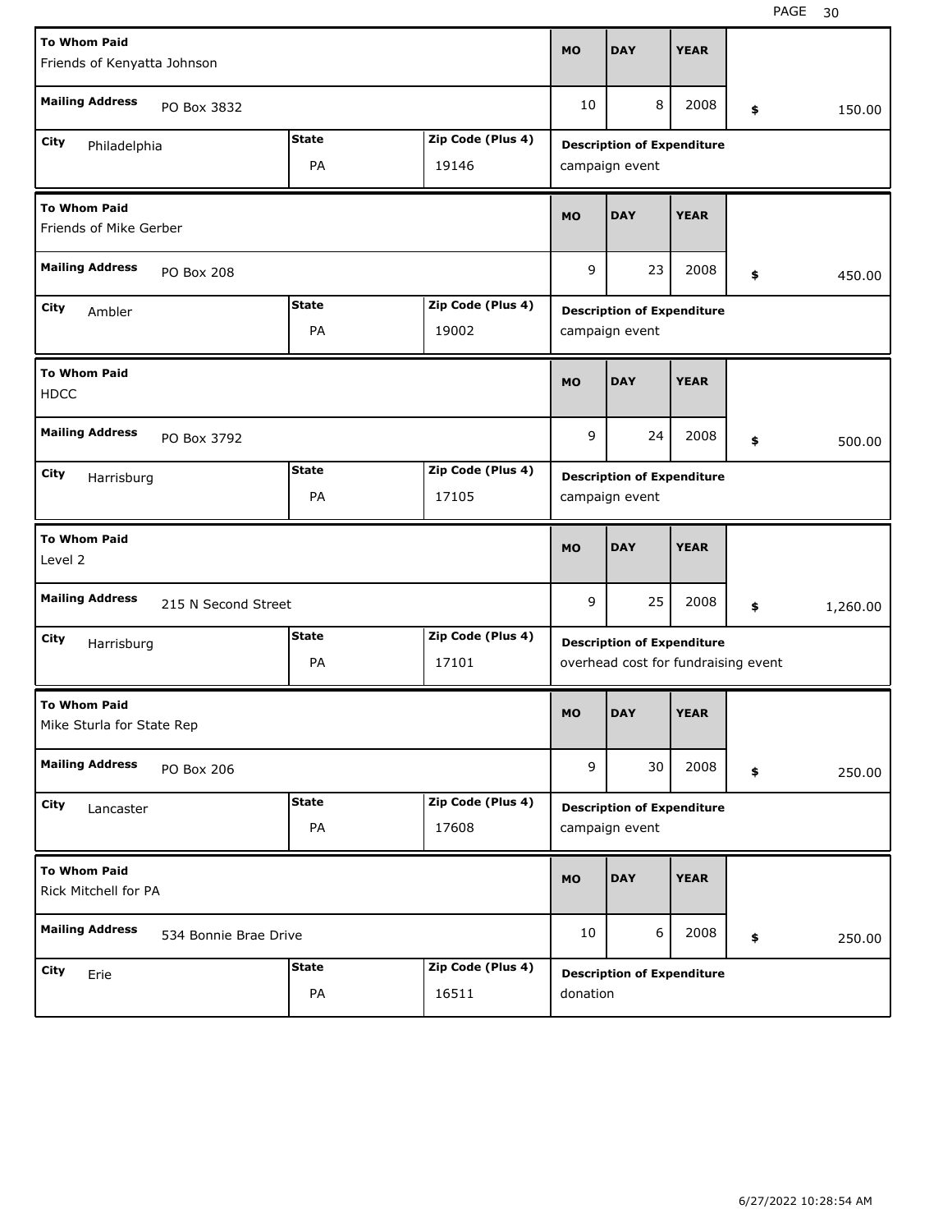| To Whom Paid | Mailing Address | City | State | Zip Code (Plus 4) | MO | DAY | YEAR | Amount | Description of Expenditure |
|---|---|---|---|---|---|---|---|---|---|
| Friends of Kenyatta Johnson | PO Box 3832 | Philadelphia | PA | 19146 | 10 | 8 | 2008 | $ 150.00 | campaign event |
| Friends of Mike Gerber | PO Box 208 | Ambler | PA | 19002 | 9 | 23 | 2008 | $ 450.00 | campaign event |
| HDCC | PO Box 3792 | Harrisburg | PA | 17105 | 9 | 24 | 2008 | $ 500.00 | campaign event |
| Level 2 | 215 N Second Street | Harrisburg | PA | 17101 | 9 | 25 | 2008 | $ 1,260.00 | overhead cost for fundraising event |
| Mike Sturla for State Rep | PO Box 206 | Lancaster | PA | 17608 | 9 | 30 | 2008 | $ 250.00 | campaign event |
| Rick Mitchell for PA | 534 Bonnie Brae Drive | Erie | PA | 16511 | 10 | 6 | 2008 | $ 250.00 | donation |

6/27/2022 10:28:54 AM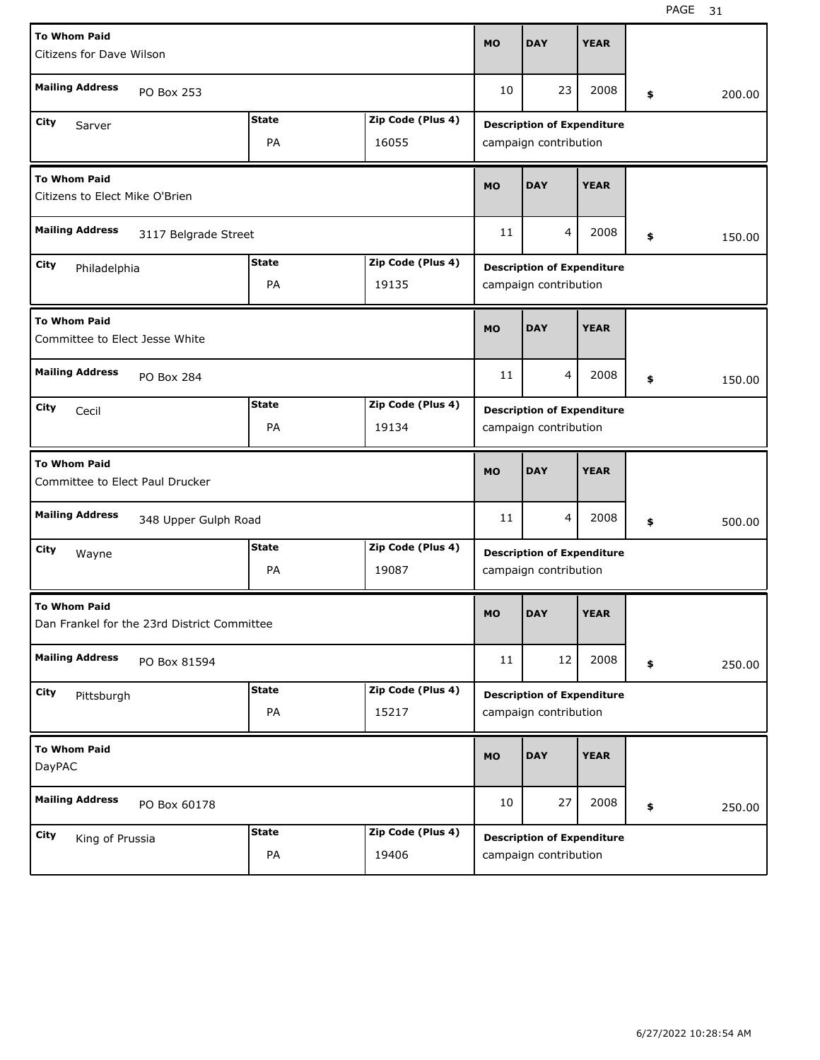| To Whom Paid | Mailing Address | City | State | Zip Code (Plus 4) | MO | DAY | YEAR | $ | Description of Expenditure |
|---|---|---|---|---|---|---|---|---|---|
| Citizens for Dave Wilson | PO Box 253 | Sarver | PA | 16055 | 10 | 23 | 2008 | 200.00 | campaign contribution |
| Citizens to Elect Mike O'Brien | 3117 Belgrade Street | Philadelphia | PA | 19135 | 11 | 4 | 2008 | 150.00 | campaign contribution |
| Committee to Elect Jesse White | PO Box 284 | Cecil | PA | 19134 | 11 | 4 | 2008 | 150.00 | campaign contribution |
| Committee to Elect Paul Drucker | 348 Upper Gulph Road | Wayne | PA | 19087 | 11 | 4 | 2008 | 500.00 | campaign contribution |
| Dan Frankel for the 23rd District Committee | PO Box 81594 | Pittsburgh | PA | 15217 | 11 | 12 | 2008 | 250.00 | campaign contribution |
| DayPAC | PO Box 60178 | King of Prussia | PA | 19406 | 10 | 27 | 2008 | 250.00 | campaign contribution |

6/27/2022 10:28:54 AM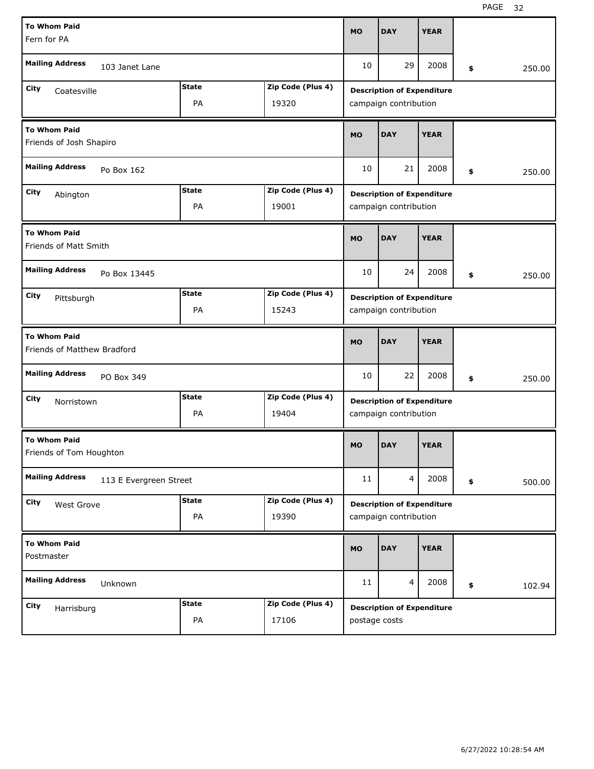| To Whom Paid | Mailing Address | City | State | Zip Code (Plus 4) | MO | DAY | YEAR | Amount | Description of Expenditure |
|---|---|---|---|---|---|---|---|---|---|
| Fern for PA | 103 Janet Lane | Coatesville | PA | 19320 | 10 | 29 | 2008 | $ 250.00 | campaign contribution |
| Friends of Josh Shapiro | Po Box 162 | Abington | PA | 19001 | 10 | 21 | 2008 | $ 250.00 | campaign contribution |
| Friends of Matt Smith | Po Box 13445 | Pittsburgh | PA | 15243 | 10 | 24 | 2008 | $ 250.00 | campaign contribution |
| Friends of Matthew Bradford | PO Box 349 | Norristown | PA | 19404 | 10 | 22 | 2008 | $ 250.00 | campaign contribution |
| Friends of Tom Houghton | 113 E Evergreen Street | West Grove | PA | 19390 | 11 | 4 | 2008 | $ 500.00 | campaign contribution |
| Postmaster | Unknown | Harrisburg | PA | 17106 | 11 | 4 | 2008 | $ 102.94 | postage costs |

6/27/2022 10:28:54 AM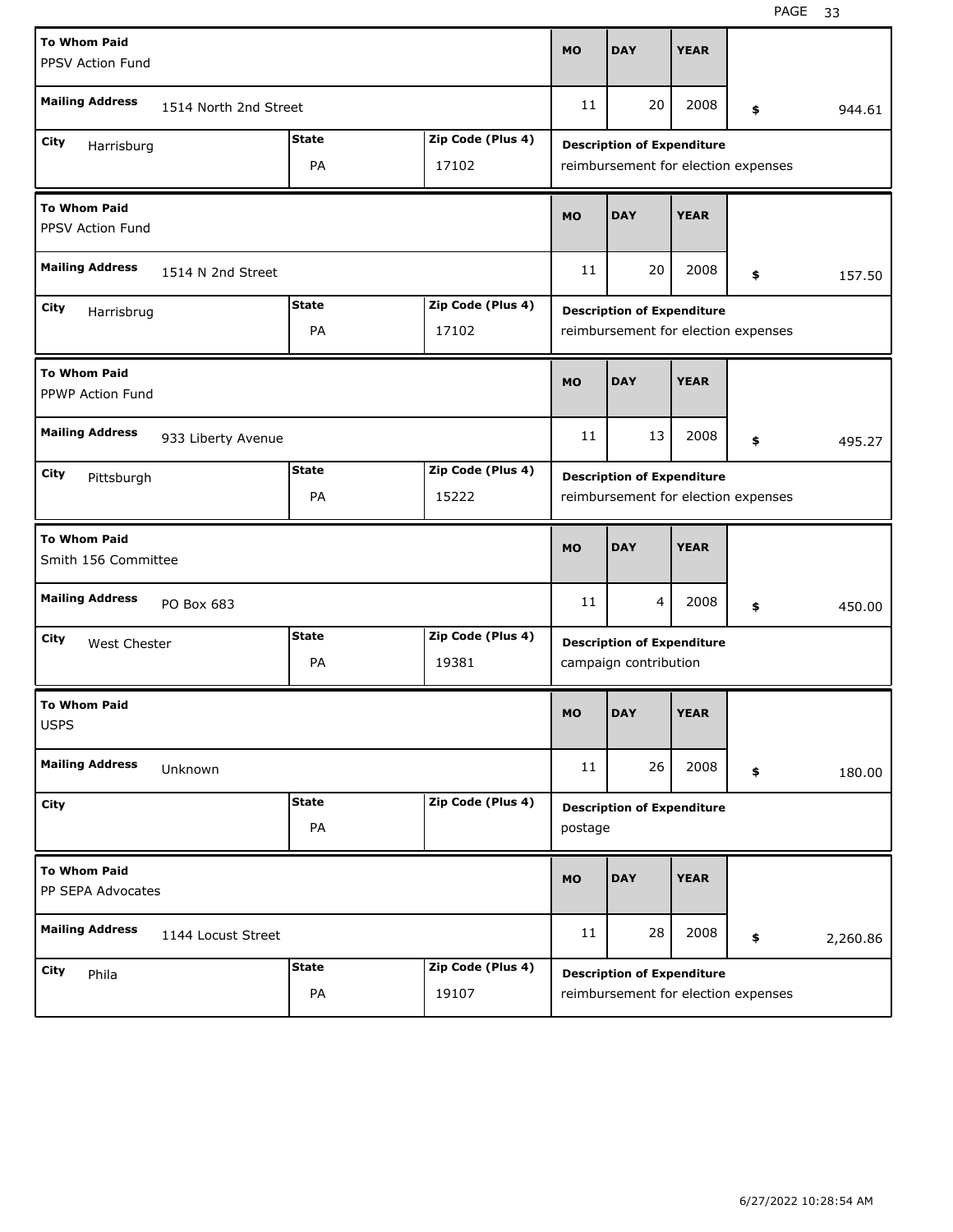| To Whom Paid | Mailing Address | City | State | Zip Code (Plus 4) | MO | DAY | YEAR | Amount | Description of Expenditure |
|---|---|---|---|---|---|---|---|---|---|
| PPSV Action Fund | 1514 North 2nd Street | Harrisburg | PA | 17102 | 11 | 20 | 2008 | $ 944.61 | reimbursement for election expenses |
| PPSV Action Fund | 1514 N 2nd Street | Harrisbrug | PA | 17102 | 11 | 20 | 2008 | $ 157.50 | reimbursement for election expenses |
| PPWP Action Fund | 933 Liberty Avenue | Pittsburgh | PA | 15222 | 11 | 13 | 2008 | $ 495.27 | reimbursement for election expenses |
| Smith 156 Committee | PO Box 683 | West Chester | PA | 19381 | 11 | 4 | 2008 | $ 450.00 | campaign contribution |
| USPS | Unknown | | PA | | 11 | 26 | 2008 | $ 180.00 | postage |
| PP SEPA Advocates | 1144 Locust Street | Phila | PA | 19107 | 11 | 28 | 2008 | $ 2,260.86 | reimbursement for election expenses |

6/27/2022 10:28:54 AM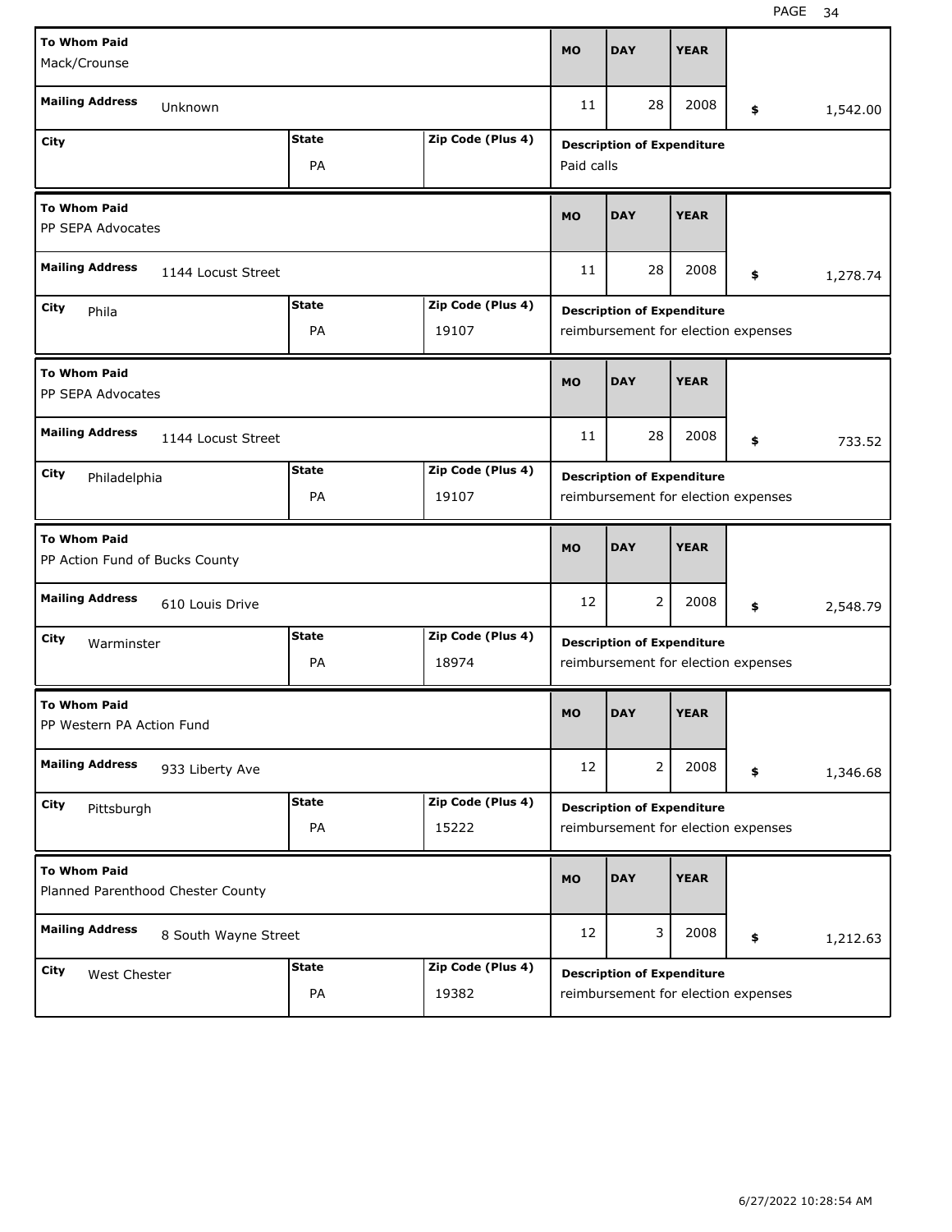| To Whom Paid | Mailing Address | City | State | Zip Code (Plus 4) | MO | DAY | YEAR | $ | Description of Expenditure |
| --- | --- | --- | --- | --- | --- | --- | --- | --- | --- |
| Mack/Crounse | Unknown | | PA | | 11 | 28 | 2008 | 1,542.00 | Paid calls |
| PP SEPA Advocates | 1144 Locust Street | Phila | PA | 19107 | 11 | 28 | 2008 | 1,278.74 | reimbursement for election expenses |
| PP SEPA Advocates | 1144 Locust Street | Philadelphia | PA | 19107 | 11 | 28 | 2008 | 733.52 | reimbursement for election expenses |
| PP Action Fund of Bucks County | 610 Louis Drive | Warminster | PA | 18974 | 12 | 2 | 2008 | 2,548.79 | reimbursement for election expenses |
| PP Western PA Action Fund | 933 Liberty Ave | Pittsburgh | PA | 15222 | 12 | 2 | 2008 | 1,346.68 | reimbursement for election expenses |
| Planned Parenthood Chester County | 8 South Wayne Street | West Chester | PA | 19382 | 12 | 3 | 2008 | 1,212.63 | reimbursement for election expenses |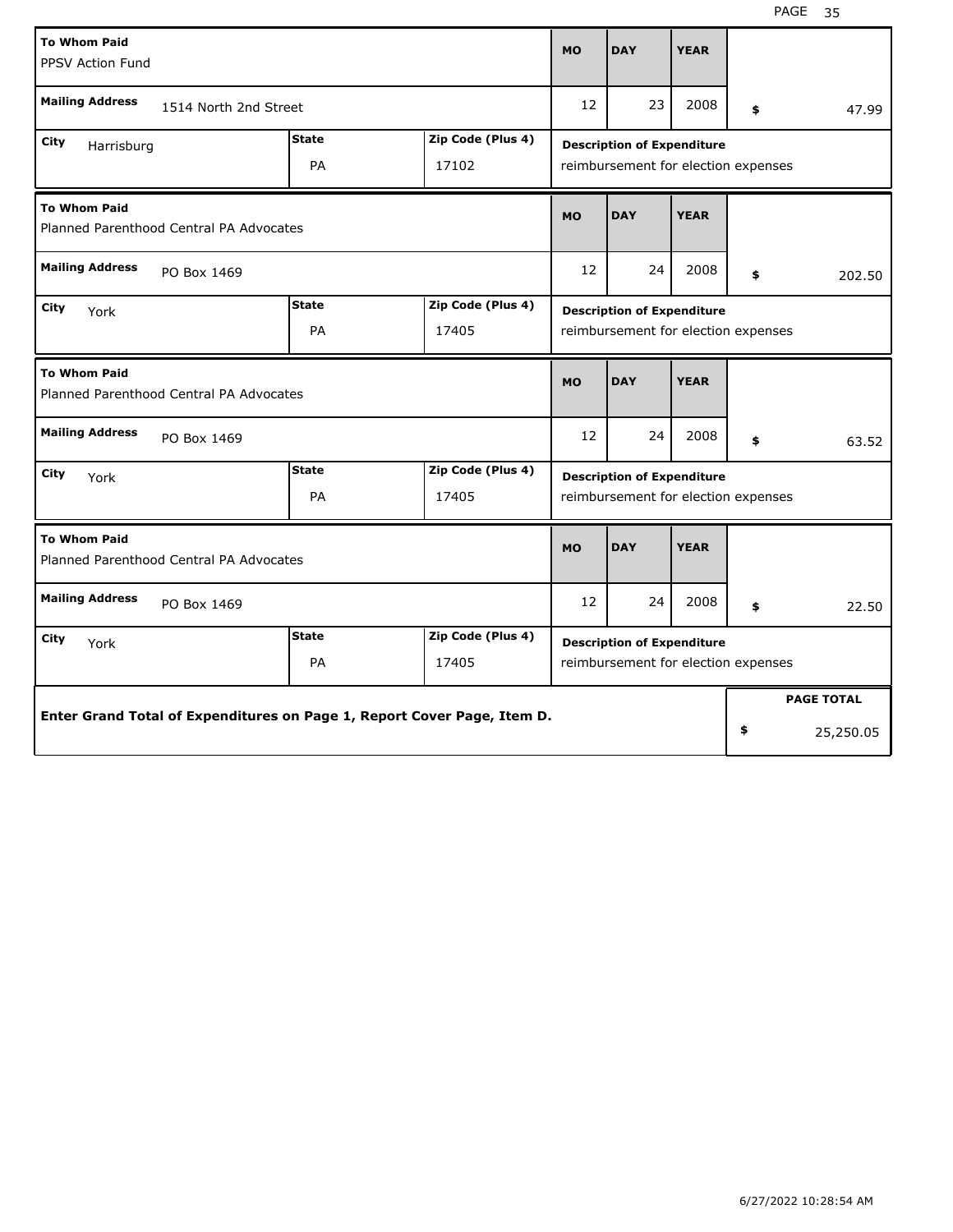| To Whom Paid | | | MO | DAY | YEAR | |
|---|---|---|---|---|---|---|
| PPSV Action Fund | | | | | | |
| **Mailing Address** 1514 North 2nd Street | | | 12 | 23 | 2008 | $ 47.99 |
| **City** Harrisburg | **State** PA | **Zip Code (Plus 4)** 17102 | **Description of Expenditure** reimbursement for election expenses | | | |

| To Whom Paid | | | MO | DAY | YEAR | |
|---|---|---|---|---|---|---|
| Planned Parenthood Central PA Advocates | | | | | | |
| **Mailing Address** PO Box 1469 | | | 12 | 24 | 2008 | $ 202.50 |
| **City** York | **State** PA | **Zip Code (Plus 4)** 17405 | **Description of Expenditure** reimbursement for election expenses | | | |

| To Whom Paid | | | MO | DAY | YEAR | |
|---|---|---|---|---|---|---|
| Planned Parenthood Central PA Advocates | | | | | | |
| **Mailing Address** PO Box 1469 | | | 12 | 24 | 2008 | $ 63.52 |
| **City** York | **State** PA | **Zip Code (Plus 4)** 17405 | **Description of Expenditure** reimbursement for election expenses | | | |

| To Whom Paid | | | MO | DAY | YEAR | |
|---|---|---|---|---|---|---|
| Planned Parenthood Central PA Advocates | | | | | | |
| **Mailing Address** PO Box 1469 | | | 12 | 24 | 2008 | $ 22.50 |
| **City** York | **State** PA | **Zip Code (Plus 4)** 17405 | **Description of Expenditure** reimbursement for election expenses | | | |

**Enter Grand Total of Expenditures on Page 1, Report Cover Page, Item D.**

**PAGE TOTAL** $ 25,250.05

6/27/2022 10:28:54 AM